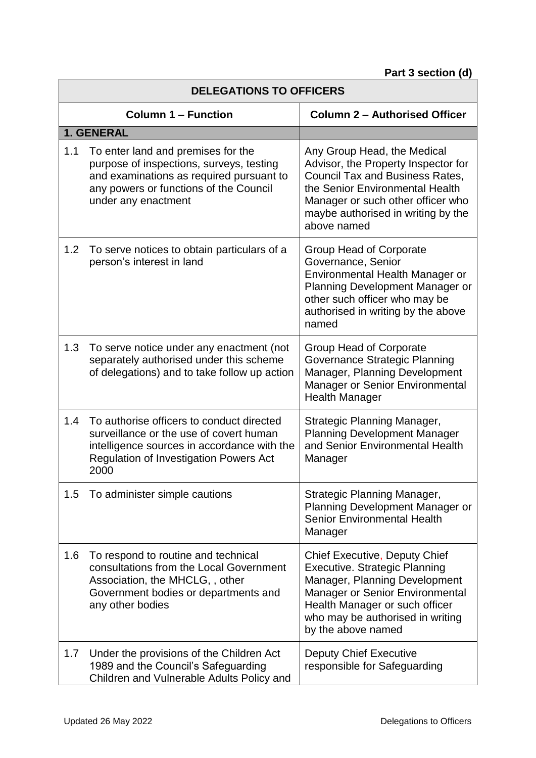**Part 3 section (d)**

| DELEGATIONS TO OFFICERS | |
|---|---|
| **Column 1 – Function** | **Column 2 – Authorised Officer** |
| **1. GENERAL** | |
| 1.1 To enter land and premises for the purpose of inspections, surveys, testing and examinations as required pursuant to any powers or functions of the Council under any enactment | Any Group Head, the Medical Advisor, the Property Inspector for Council Tax and Business Rates, the Senior Environmental Health Manager or such other officer who maybe authorised in writing by the above named |
| 1.2 To serve notices to obtain particulars of a person's interest in land | Group Head of Corporate Governance, Senior Environmental Health Manager or Planning Development Manager or other such officer who may be authorised in writing by the above named |
| 1.3 To serve notice under any enactment (not separately authorised under this scheme of delegations) and to take follow up action | Group Head of Corporate Governance Strategic Planning Manager, Planning Development Manager or Senior Environmental Health Manager |
| 1.4 To authorise officers to conduct directed surveillance or the use of covert human intelligence sources in accordance with the Regulation of Investigation Powers Act 2000 | Strategic Planning Manager, Planning Development Manager and Senior Environmental Health Manager |
| 1.5 To administer simple cautions | Strategic Planning Manager, Planning Development Manager or Senior Environmental Health Manager |
| 1.6 To respond to routine and technical consultations from the Local Government Association, the MHCLG, , other Government bodies or departments and any other bodies | Chief Executive, Deputy Chief Executive. Strategic Planning Manager, Planning Development Manager or Senior Environmental Health Manager or such officer who may be authorised in writing by the above named |
| 1.7 Under the provisions of the Children Act 1989 and the Council's Safeguarding Children and Vulnerable Adults Policy and | Deputy Chief Executive responsible for Safeguarding |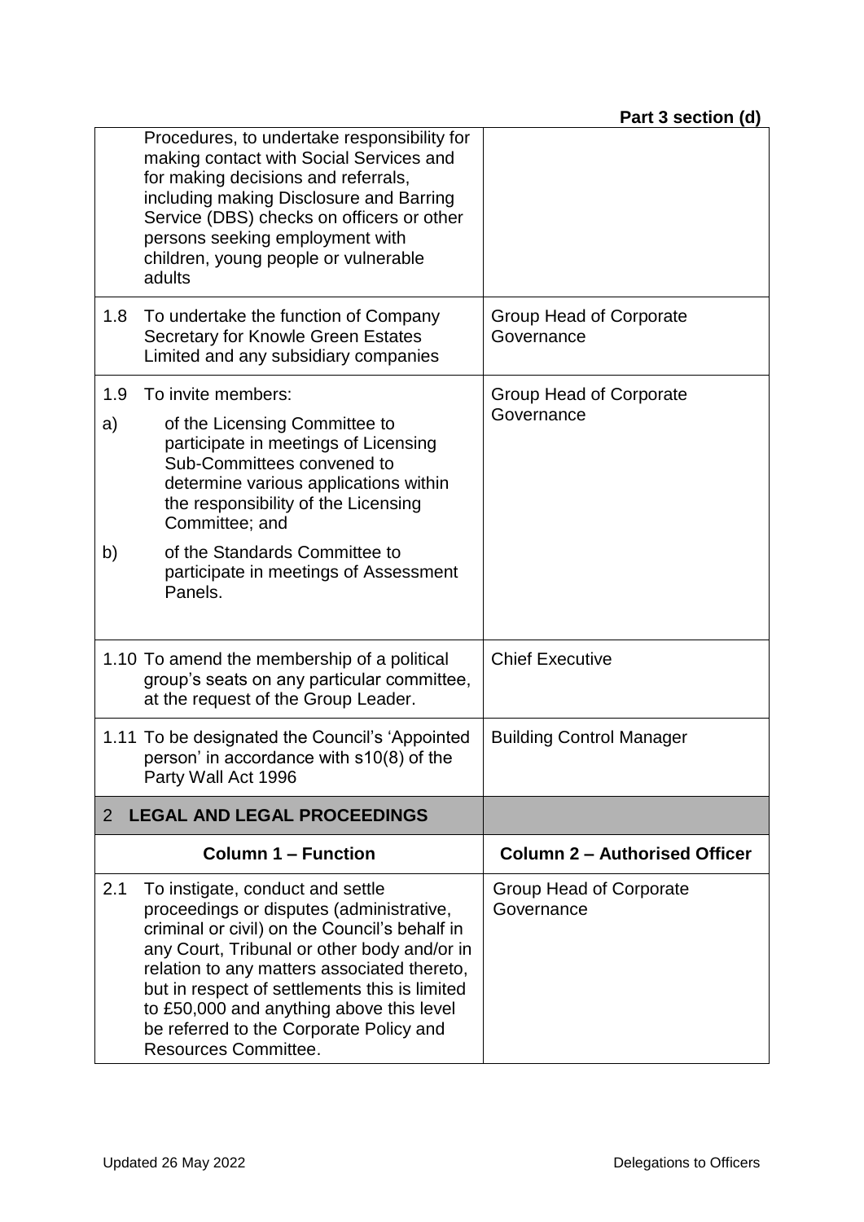| | |
|---|---|
| Procedures, to undertake responsibility for making contact with Social Services and for making decisions and referrals, including making Disclosure and Barring Service (DBS) checks on officers or other persons seeking employment with children, young people or vulnerable adults | |
| 1.8 To undertake the function of Company Secretary for Knowle Green Estates Limited and any subsidiary companies | Group Head of Corporate Governance |
| 1.9 To invite members:<br>a) of the Licensing Committee to participate in meetings of Licensing Sub-Committees convened to determine various applications within the responsibility of the Licensing Committee; and<br>b) of the Standards Committee to participate in meetings of Assessment Panels. | Group Head of Corporate Governance |
| 1.10 To amend the membership of a political group's seats on any particular committee, at the request of the Group Leader. | Chief Executive |
| 1.11 To be designated the Council's 'Appointed person' in accordance with s10(8) of the Party Wall Act 1996 | Building Control Manager |
| **2 LEGAL AND LEGAL PROCEEDINGS** | |
| **Column 1 – Function** | **Column 2 – Authorised Officer** |
| 2.1 To instigate, conduct and settle proceedings or disputes (administrative, criminal or civil) on the Council's behalf in any Court, Tribunal or other body and/or in relation to any matters associated thereto, but in respect of settlements this is limited to £50,000 and anything above this level be referred to the Corporate Policy and Resources Committee. | Group Head of Corporate Governance |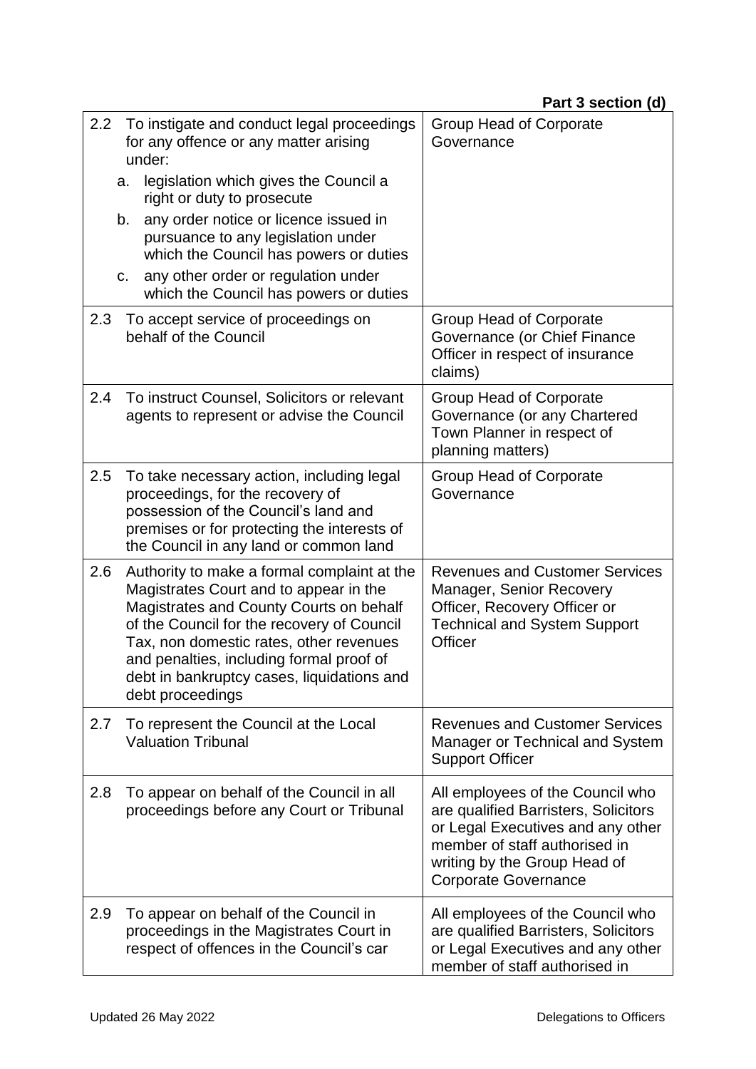| | |
|---|---|
| 2.2 To instigate and conduct legal proceedings for any offence or any matter arising under:<br>a. legislation which gives the Council a right or duty to prosecute<br>b. any order notice or licence issued in pursuance to any legislation under which the Council has powers or duties<br>c. any other order or regulation under which the Council has powers or duties | Group Head of Corporate Governance |
| 2.3 To accept service of proceedings on behalf of the Council | Group Head of Corporate Governance (or Chief Finance Officer in respect of insurance claims) |
| 2.4 To instruct Counsel, Solicitors or relevant agents to represent or advise the Council | Group Head of Corporate Governance (or any Chartered Town Planner in respect of planning matters) |
| 2.5 To take necessary action, including legal proceedings, for the recovery of possession of the Council's land and premises or for protecting the interests of the Council in any land or common land | Group Head of Corporate Governance |
| 2.6 Authority to make a formal complaint at the Magistrates Court and to appear in the Magistrates and County Courts on behalf of the Council for the recovery of Council Tax, non domestic rates, other revenues and penalties, including formal proof of debt in bankruptcy cases, liquidations and debt proceedings | Revenues and Customer Services Manager, Senior Recovery Officer, Recovery Officer or Technical and System Support Officer |
| 2.7 To represent the Council at the Local Valuation Tribunal | Revenues and Customer Services Manager or Technical and System Support Officer |
| 2.8 To appear on behalf of the Council in all proceedings before any Court or Tribunal | All employees of the Council who are qualified Barristers, Solicitors or Legal Executives and any other member of staff authorised in writing by the Group Head of Corporate Governance |
| 2.9 To appear on behalf of the Council in proceedings in the Magistrates Court in respect of offences in the Council's car | All employees of the Council who are qualified Barristers, Solicitors or Legal Executives and any other member of staff authorised in |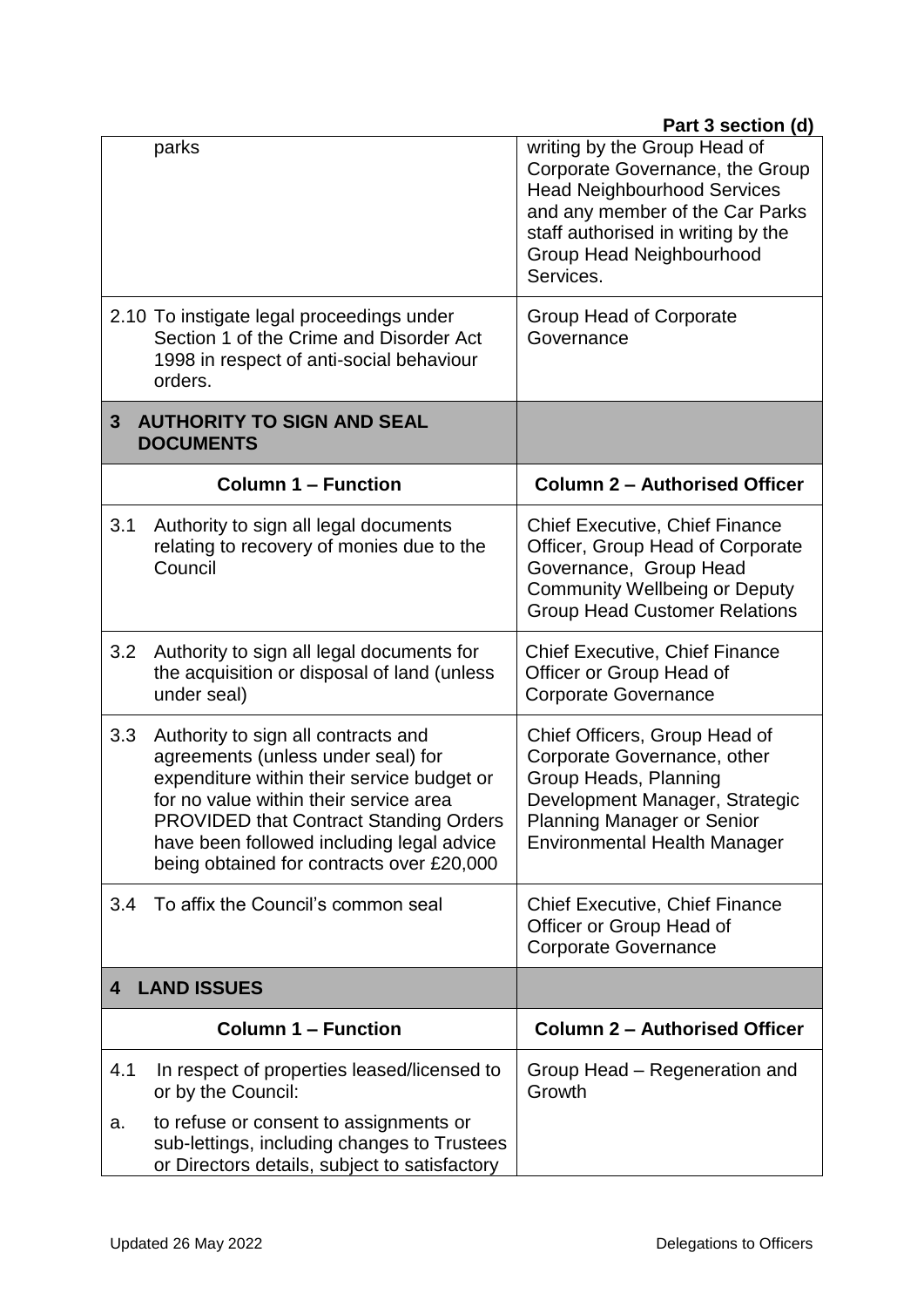| | |
|---|---|
| parks | writing by the Group Head of Corporate Governance, the Group Head Neighbourhood Services and any member of the Car Parks staff authorised in writing by the Group Head Neighbourhood Services. |
| 2.10 To instigate legal proceedings under Section 1 of the Crime and Disorder Act 1998 in respect of anti-social behaviour orders. | Group Head of Corporate Governance |
| **3 AUTHORITY TO SIGN AND SEAL DOCUMENTS** | |
| **Column 1 – Function** | **Column 2 – Authorised Officer** |
| 3.1 Authority to sign all legal documents relating to recovery of monies due to the Council | Chief Executive, Chief Finance Officer, Group Head of Corporate Governance, Group Head Community Wellbeing or Deputy Group Head Customer Relations |
| 3.2 Authority to sign all legal documents for the acquisition or disposal of land (unless under seal) | Chief Executive, Chief Finance Officer or Group Head of Corporate Governance |
| 3.3 Authority to sign all contracts and agreements (unless under seal) for expenditure within their service budget or for no value within their service area PROVIDED that Contract Standing Orders have been followed including legal advice being obtained for contracts over £20,000 | Chief Officers, Group Head of Corporate Governance, other Group Heads, Planning Development Manager, Strategic Planning Manager or Senior Environmental Health Manager |
| 3.4 To affix the Council's common seal | Chief Executive, Chief Finance Officer or Group Head of Corporate Governance |
| **4 LAND ISSUES** | |
| **Column 1 – Function** | **Column 2 – Authorised Officer** |
| 4.1 In respect of properties leased/licensed to or by the Council:<br>a. to refuse or consent to assignments or sub-lettings, including changes to Trustees or Directors details, subject to satisfactory | Group Head – Regeneration and Growth |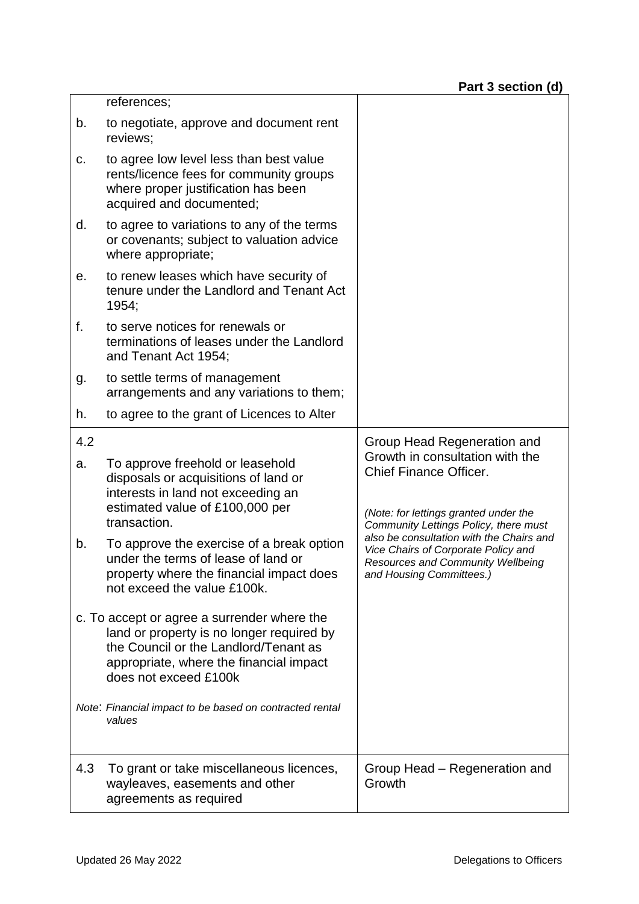| | |
|---|---|
| references;<br>b. to negotiate, approve and document rent reviews;<br>c. to agree low level less than best value rents/licence fees for community groups where proper justification has been acquired and documented;<br>d. to agree to variations to any of the terms or covenants; subject to valuation advice where appropriate;<br>e. to renew leases which have security of tenure under the Landlord and Tenant Act 1954;<br>f. to serve notices for renewals or terminations of leases under the Landlord and Tenant Act 1954;<br>g. to settle terms of management arrangements and any variations to them;<br>h. to agree to the grant of Licences to Alter | |
| 4.2<br>a. To approve freehold or leasehold disposals or acquisitions of land or interests in land not exceeding an estimated value of £100,000 per transaction.<br>b. To approve the exercise of a break option under the terms of lease of land or property where the financial impact does not exceed the value £100k.<br>c. To accept or agree a surrender where the land or property is no longer required by the Council or the Landlord/Tenant as appropriate, where the financial impact does not exceed £100k<br>*Note: Financial impact to be based on contracted rental values* | Group Head Regeneration and Growth in consultation with the Chief Finance Officer.<br>*(Note: for lettings granted under the Community Lettings Policy, there must also be consultation with the Chairs and Vice Chairs of Corporate Policy and Resources and Community Wellbeing and Housing Committees.)* |
| 4.3 To grant or take miscellaneous licences, wayleaves, easements and other agreements as required | Group Head – Regeneration and Growth |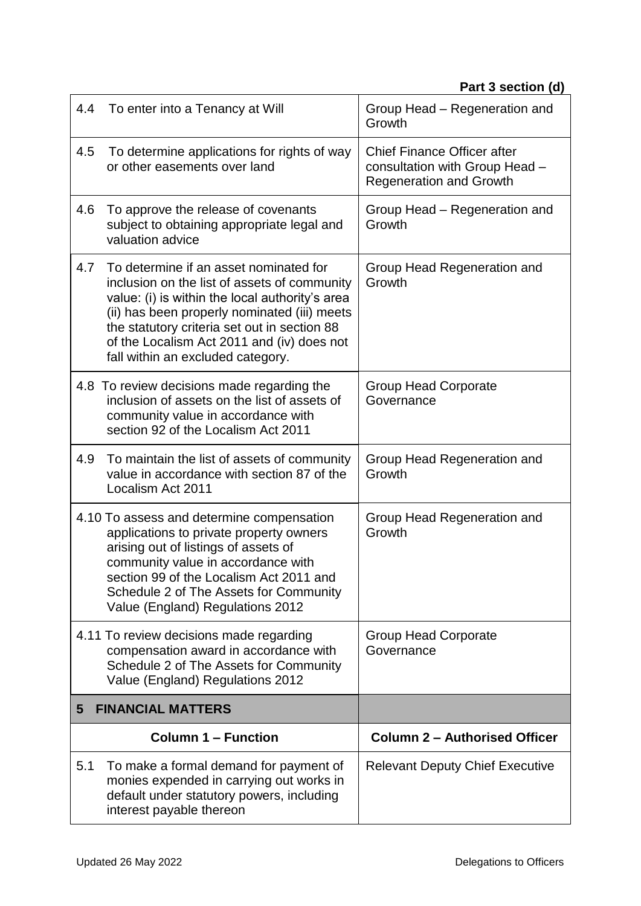| | |
|---|---|
| 4.4 To enter into a Tenancy at Will | Group Head – Regeneration and Growth |
| 4.5 To determine applications for rights of way or other easements over land | Chief Finance Officer after consultation with Group Head – Regeneration and Growth |
| 4.6 To approve the release of covenants subject to obtaining appropriate legal and valuation advice | Group Head – Regeneration and Growth |
| 4.7 To determine if an asset nominated for inclusion on the list of assets of community value: (i) is within the local authority's area (ii) has been properly nominated (iii) meets the statutory criteria set out in section 88 of the Localism Act 2011 and (iv) does not fall within an excluded category. | Group Head Regeneration and Growth |
| 4.8 To review decisions made regarding the inclusion of assets on the list of assets of community value in accordance with section 92 of the Localism Act 2011 | Group Head Corporate Governance |
| 4.9 To maintain the list of assets of community value in accordance with section 87 of the Localism Act 2011 | Group Head Regeneration and Growth |
| 4.10 To assess and determine compensation applications to private property owners arising out of listings of assets of community value in accordance with section 99 of the Localism Act 2011 and Schedule 2 of The Assets for Community Value (England) Regulations 2012 | Group Head Regeneration and Growth |
| 4.11 To review decisions made regarding compensation award in accordance with Schedule 2 of The Assets for Community Value (England) Regulations 2012 | Group Head Corporate Governance |
| **5 FINANCIAL MATTERS** | |
| **Column 1 – Function** | **Column 2 – Authorised Officer** |
| 5.1 To make a formal demand for payment of monies expended in carrying out works in default under statutory powers, including interest payable thereon | Relevant Deputy Chief Executive |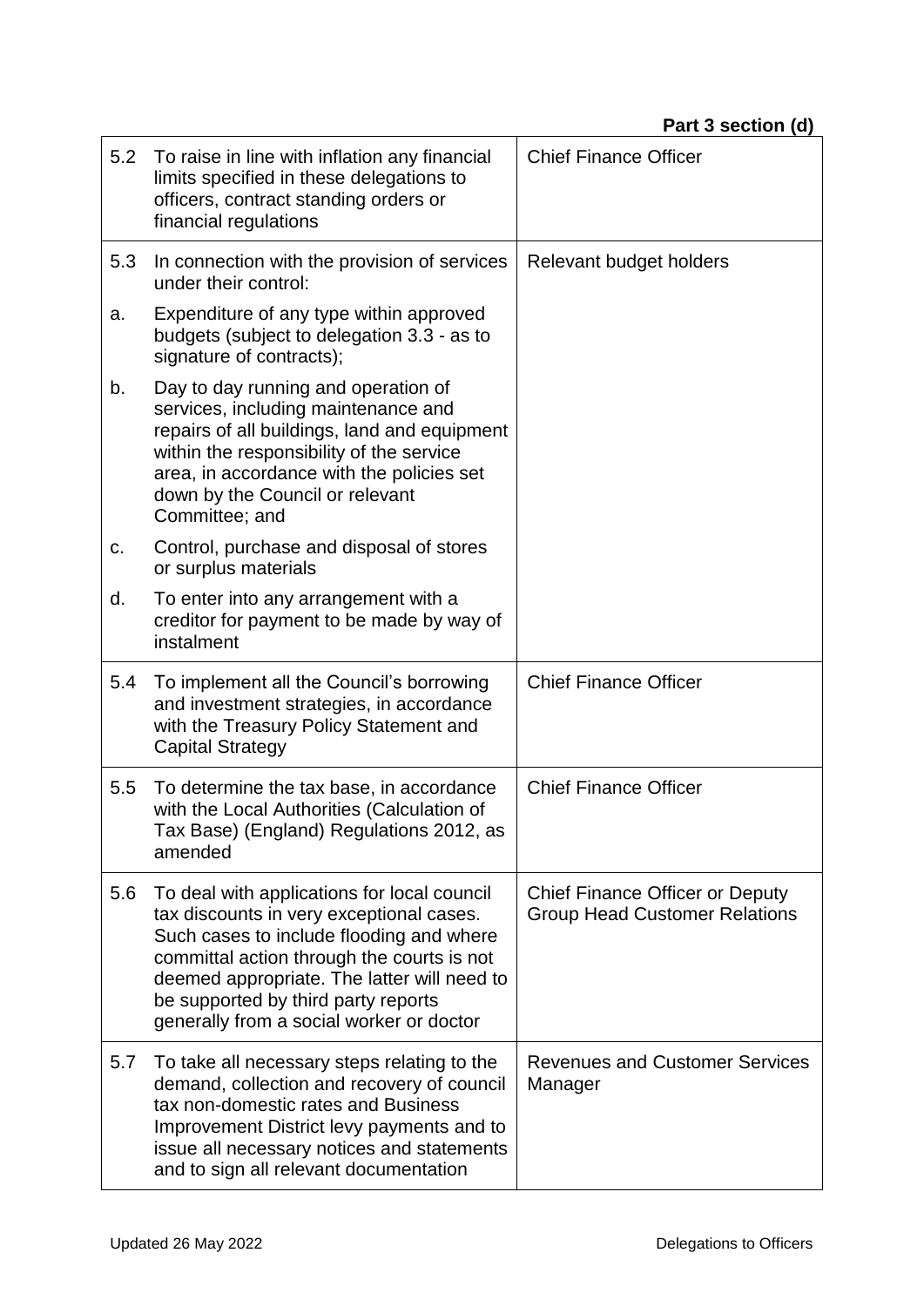| | | |
|---|---|---|
| 5.2 | To raise in line with inflation any financial limits specified in these delegations to officers, contract standing orders or financial regulations | Chief Finance Officer |
| 5.3 | In connection with the provision of services under their control: | Relevant budget holders |
| a. | Expenditure of any type within approved budgets (subject to delegation 3.3 - as to signature of contracts); | |
| b. | Day to day running and operation of services, including maintenance and repairs of all buildings, land and equipment within the responsibility of the service area, in accordance with the policies set down by the Council or relevant Committee; and | |
| c. | Control, purchase and disposal of stores or surplus materials | |
| d. | To enter into any arrangement with a creditor for payment to be made by way of instalment | |
| 5.4 | To implement all the Council's borrowing and investment strategies, in accordance with the Treasury Policy Statement and Capital Strategy | Chief Finance Officer |
| 5.5 | To determine the tax base, in accordance with the Local Authorities (Calculation of Tax Base) (England) Regulations 2012, as amended | Chief Finance Officer |
| 5.6 | To deal with applications for local council tax discounts in very exceptional cases. Such cases to include flooding and where committal action through the courts is not deemed appropriate. The latter will need to be supported by third party reports generally from a social worker or doctor | Chief Finance Officer or Deputy Group Head Customer Relations |
| 5.7 | To take all necessary steps relating to the demand, collection and recovery of council tax non-domestic rates and Business Improvement District levy payments and to issue all necessary notices and statements and to sign all relevant documentation | Revenues and Customer Services Manager |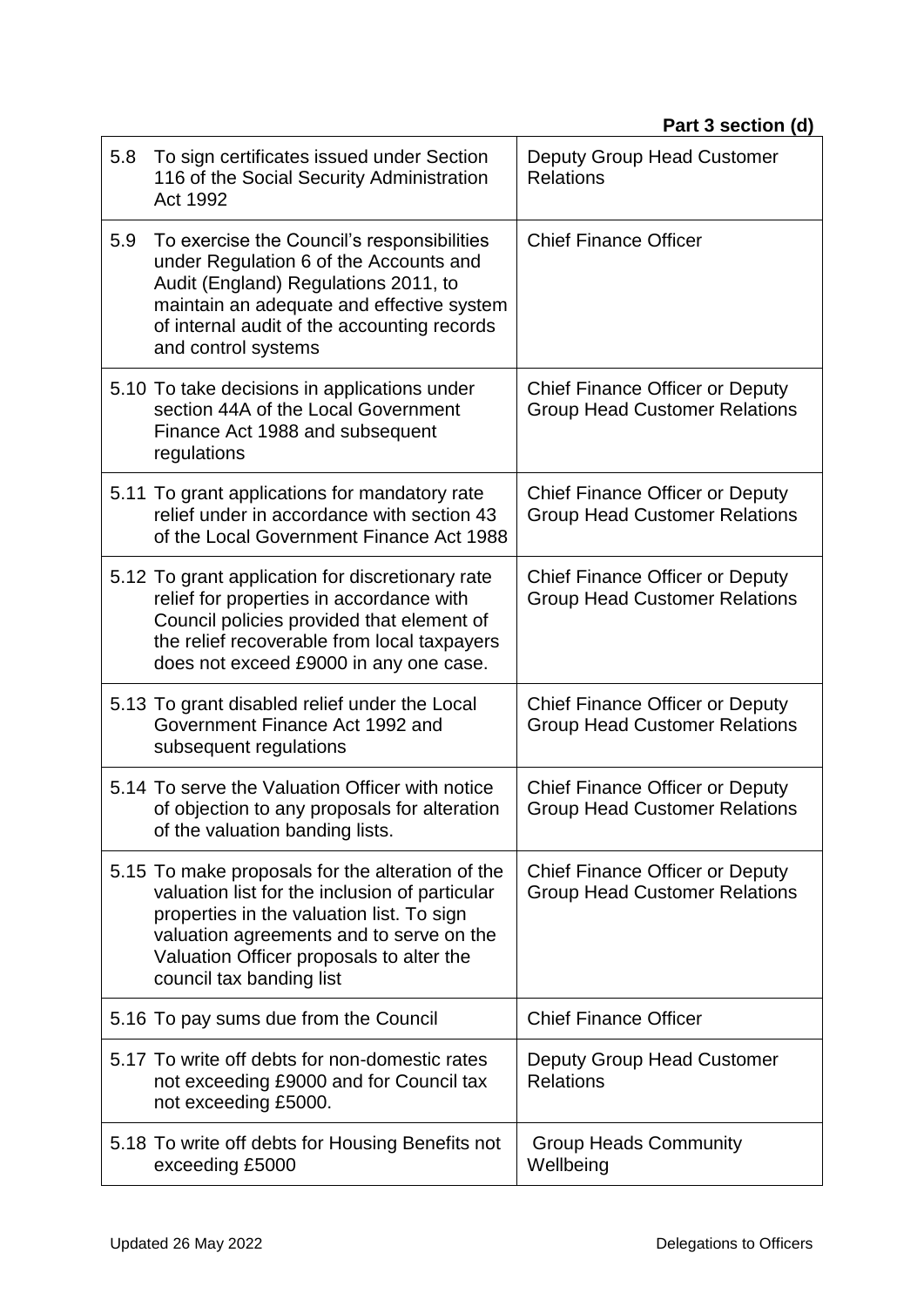**Part 3 section (d)**

| | |
|---|---|
| 5.8 To sign certificates issued under Section 116 of the Social Security Administration Act 1992 | Deputy Group Head Customer Relations |
| 5.9 To exercise the Council's responsibilities under Regulation 6 of the Accounts and Audit (England) Regulations 2011, to maintain an adequate and effective system of internal audit of the accounting records and control systems | Chief Finance Officer |
| 5.10 To take decisions in applications under section 44A of the Local Government Finance Act 1988 and subsequent regulations | Chief Finance Officer or Deputy Group Head Customer Relations |
| 5.11 To grant applications for mandatory rate relief under in accordance with section 43 of the Local Government Finance Act 1988 | Chief Finance Officer or Deputy Group Head Customer Relations |
| 5.12 To grant application for discretionary rate relief for properties in accordance with Council policies provided that element of the relief recoverable from local taxpayers does not exceed £9000 in any one case. | Chief Finance Officer or Deputy Group Head Customer Relations |
| 5.13 To grant disabled relief under the Local Government Finance Act 1992 and subsequent regulations | Chief Finance Officer or Deputy Group Head Customer Relations |
| 5.14 To serve the Valuation Officer with notice of objection to any proposals for alteration of the valuation banding lists. | Chief Finance Officer or Deputy Group Head Customer Relations |
| 5.15 To make proposals for the alteration of the valuation list for the inclusion of particular properties in the valuation list. To sign valuation agreements and to serve on the Valuation Officer proposals to alter the council tax banding list | Chief Finance Officer or Deputy Group Head Customer Relations |
| 5.16 To pay sums due from the Council | Chief Finance Officer |
| 5.17 To write off debts for non-domestic rates not exceeding £9000 and for Council tax not exceeding £5000. | Deputy Group Head Customer Relations |
| 5.18 To write off debts for Housing Benefits not exceeding £5000 | Group Heads Community Wellbeing |

Updated 26 May 2022

Delegations to Officers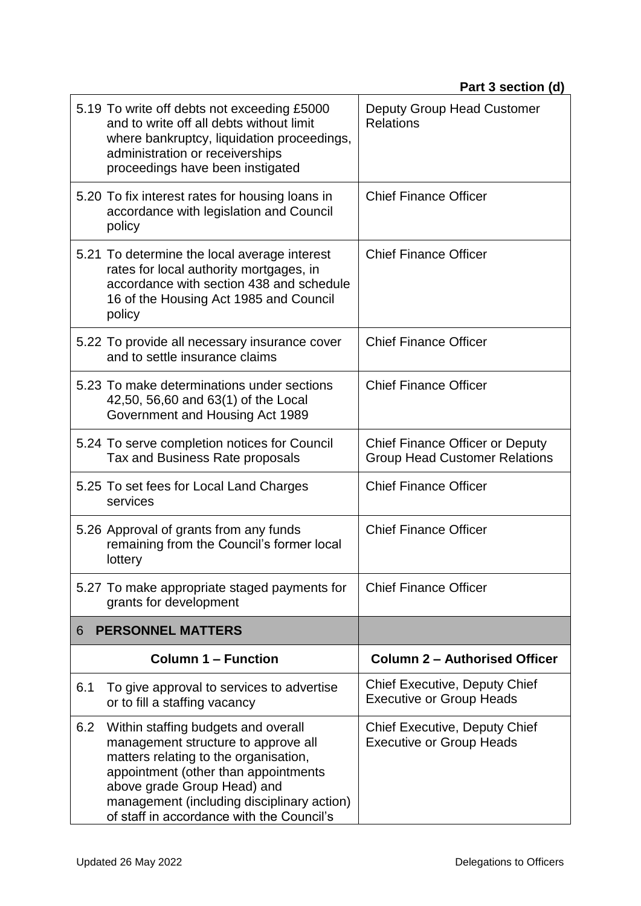| | |
|---|---|
| 5.19 To write off debts not exceeding £5000 and to write off all debts without limit where bankruptcy, liquidation proceedings, administration or receiverships proceedings have been instigated | Deputy Group Head Customer Relations |
| 5.20 To fix interest rates for housing loans in accordance with legislation and Council policy | Chief Finance Officer |
| 5.21 To determine the local average interest rates for local authority mortgages, in accordance with section 438 and schedule 16 of the Housing Act 1985 and Council policy | Chief Finance Officer |
| 5.22 To provide all necessary insurance cover and to settle insurance claims | Chief Finance Officer |
| 5.23 To make determinations under sections 42,50, 56,60 and 63(1) of the Local Government and Housing Act 1989 | Chief Finance Officer |
| 5.24 To serve completion notices for Council Tax and Business Rate proposals | Chief Finance Officer or Deputy Group Head Customer Relations |
| 5.25 To set fees for Local Land Charges services | Chief Finance Officer |
| 5.26 Approval of grants from any funds remaining from the Council's former local lottery | Chief Finance Officer |
| 5.27 To make appropriate staged payments for grants for development | Chief Finance Officer |
| 6 **PERSONNEL MATTERS** | |
| **Column 1 – Function** | **Column 2 – Authorised Officer** |
| 6.1 To give approval to services to advertise or to fill a staffing vacancy | Chief Executive, Deputy Chief Executive or Group Heads |
| 6.2 Within staffing budgets and overall management structure to approve all matters relating to the organisation, appointment (other than appointments above grade Group Head) and management (including disciplinary action) of staff in accordance with the Council's | Chief Executive, Deputy Chief Executive or Group Heads |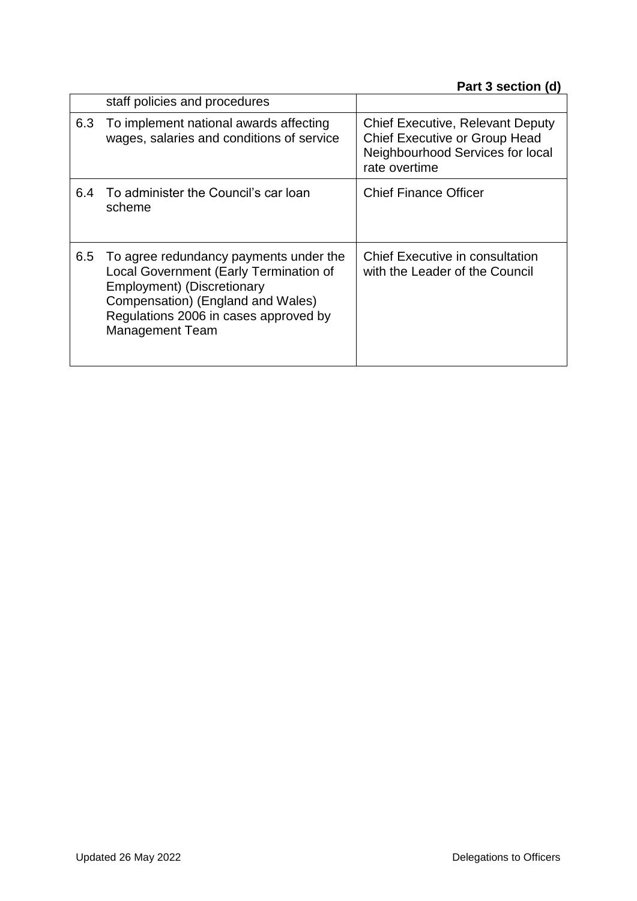| | | |
|---|---|---|
| | staff policies and procedures | |
| 6.3 | To implement national awards affecting wages, salaries and conditions of service | Chief Executive, Relevant Deputy Chief Executive or Group Head Neighbourhood Services for local rate overtime |
| 6.4 | To administer the Council's car loan scheme | Chief Finance Officer |
| 6.5 | To agree redundancy payments under the Local Government (Early Termination of Employment) (Discretionary Compensation) (England and Wales) Regulations 2006 in cases approved by Management Team | Chief Executive in consultation with the Leader of the Council |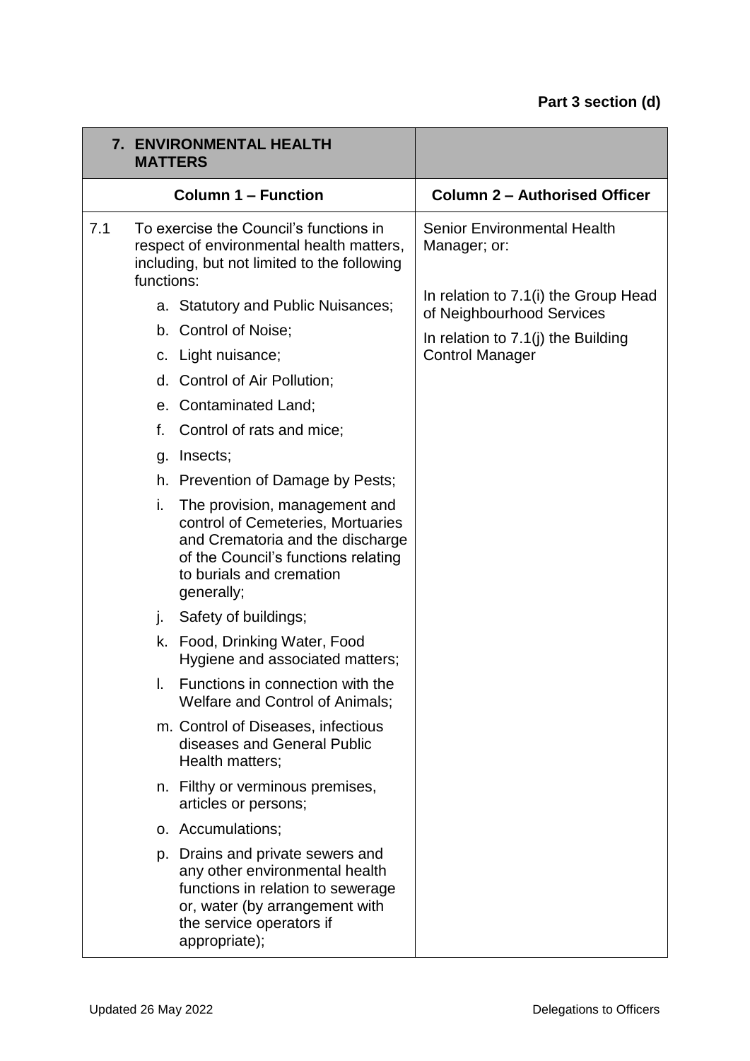**Part 3 section (d)**

| 7. ENVIRONMENTAL HEALTH MATTERS | |
|---|---|
| **Column 1 – Function** | **Column 2 – Authorised Officer** |
| 7.1 To exercise the Council's functions in respect of environmental health matters, including, but not limited to the following functions:<br>a. Statutory and Public Nuisances;<br>b. Control of Noise;<br>c. Light nuisance;<br>d. Control of Air Pollution;<br>e. Contaminated Land;<br>f. Control of rats and mice;<br>g. Insects;<br>h. Prevention of Damage by Pests;<br>i. The provision, management and control of Cemeteries, Mortuaries and Crematoria and the discharge of the Council's functions relating to burials and cremation generally;<br>j. Safety of buildings;<br>k. Food, Drinking Water, Food Hygiene and associated matters;<br>l. Functions in connection with the Welfare and Control of Animals;<br>m. Control of Diseases, infectious diseases and General Public Health matters;<br>n. Filthy or verminous premises, articles or persons;<br>o. Accumulations;<br>p. Drains and private sewers and any other environmental health functions in relation to sewerage or, water (by arrangement with the service operators if appropriate); | Senior Environmental Health Manager; or:<br><br>In relation to 7.1(i) the Group Head of Neighbourhood Services<br>In relation to 7.1(j) the Building Control Manager |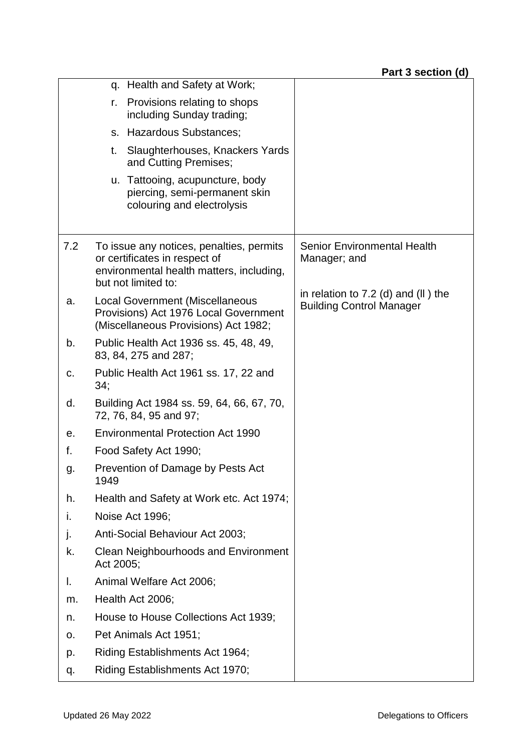**Part 3 section (d)**

| | | |
|---|---|---|
| | q. Health and Safety at Work;<br>r. Provisions relating to shops including Sunday trading;<br>s. Hazardous Substances;<br>t. Slaughterhouses, Knackers Yards and Cutting Premises;<br>u. Tattooing, acupuncture, body piercing, semi-permanent skin colouring and electrolysis | |
| 7.2 | To issue any notices, penalties, permits or certificates in respect of environmental health matters, including, but not limited to:<br>a. Local Government (Miscellaneous Provisions) Act 1976 Local Government (Miscellaneous Provisions) Act 1982;<br>b. Public Health Act 1936 ss. 45, 48, 49, 83, 84, 275 and 287;<br>c. Public Health Act 1961 ss. 17, 22 and 34;<br>d. Building Act 1984 ss. 59, 64, 66, 67, 70, 72, 76, 84, 95 and 97;<br>e. Environmental Protection Act 1990<br>f. Food Safety Act 1990;<br>g. Prevention of Damage by Pests Act 1949<br>h. Health and Safety at Work etc. Act 1974;<br>i. Noise Act 1996;<br>j. Anti-Social Behaviour Act 2003;<br>k. Clean Neighbourhoods and Environment Act 2005;<br>l. Animal Welfare Act 2006;<br>m. Health Act 2006;<br>n. House to House Collections Act 1939;<br>o. Pet Animals Act 1951;<br>p. Riding Establishments Act 1964;<br>q. Riding Establishments Act 1970; | Senior Environmental Health Manager; and<br><br>in relation to 7.2 (d) and (ll ) the Building Control Manager |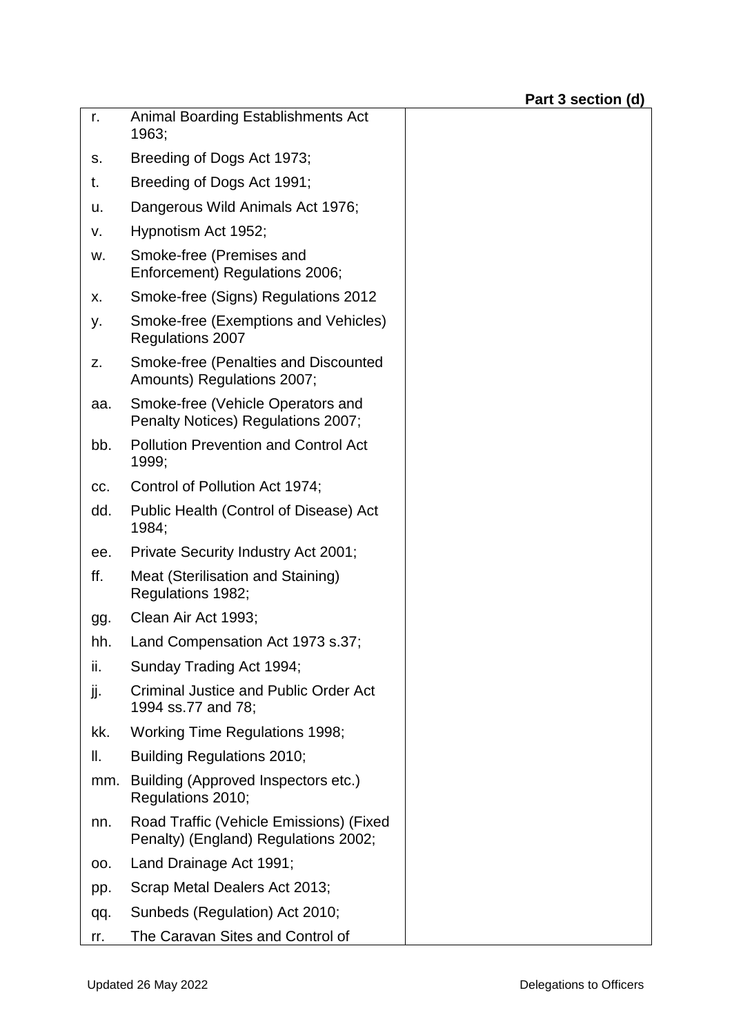| | | |
|---|---|---|
| r. | Animal Boarding Establishments Act 1963; | |
| s. | Breeding of Dogs Act 1973; | |
| t. | Breeding of Dogs Act 1991; | |
| u. | Dangerous Wild Animals Act 1976; | |
| v. | Hypnotism Act 1952; | |
| w. | Smoke-free (Premises and Enforcement) Regulations 2006; | |
| x. | Smoke-free (Signs) Regulations 2012 | |
| y. | Smoke-free (Exemptions and Vehicles) Regulations 2007 | |
| z. | Smoke-free (Penalties and Discounted Amounts) Regulations 2007; | |
| aa. | Smoke-free (Vehicle Operators and Penalty Notices) Regulations 2007; | |
| bb. | Pollution Prevention and Control Act 1999; | |
| cc. | Control of Pollution Act 1974; | |
| dd. | Public Health (Control of Disease) Act 1984; | |
| ee. | Private Security Industry Act 2001; | |
| ff. | Meat (Sterilisation and Staining) Regulations 1982; | |
| gg. | Clean Air Act 1993; | |
| hh. | Land Compensation Act 1973 s.37; | |
| ii. | Sunday Trading Act 1994; | |
| jj. | Criminal Justice and Public Order Act 1994 ss.77 and 78; | |
| kk. | Working Time Regulations 1998; | |
| ll. | Building Regulations 2010; | |
| mm. | Building (Approved Inspectors etc.) Regulations 2010; | |
| nn. | Road Traffic (Vehicle Emissions) (Fixed Penalty) (England) Regulations 2002; | |
| oo. | Land Drainage Act 1991; | |
| pp. | Scrap Metal Dealers Act 2013; | |
| qq. | Sunbeds (Regulation) Act 2010; | |
| rr. | The Caravan Sites and Control of | |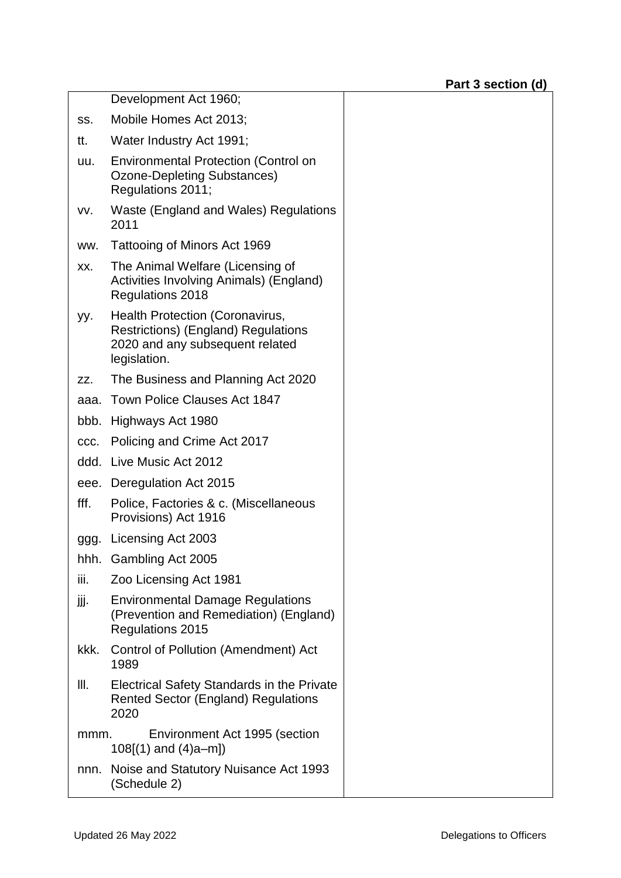| | |
|---|---|
| Development Act 1960; | |
| ss. Mobile Homes Act 2013; | |
| tt. Water Industry Act 1991; | |
| uu. Environmental Protection (Control on Ozone-Depleting Substances) Regulations 2011; | |
| vv. Waste (England and Wales) Regulations 2011 | |
| ww. Tattooing of Minors Act 1969 | |
| xx. The Animal Welfare (Licensing of Activities Involving Animals) (England) Regulations 2018 | |
| yy. Health Protection (Coronavirus, Restrictions) (England) Regulations 2020 and any subsequent related legislation. | |
| zz. The Business and Planning Act 2020 | |
| aaa. Town Police Clauses Act 1847 | |
| bbb. Highways Act 1980 | |
| ccc. Policing and Crime Act 2017 | |
| ddd. Live Music Act 2012 | |
| eee. Deregulation Act 2015 | |
| fff. Police, Factories & c. (Miscellaneous Provisions) Act 1916 | |
| ggg. Licensing Act 2003 | |
| hhh. Gambling Act 2005 | |
| iii. Zoo Licensing Act 1981 | |
| jjj. Environmental Damage Regulations (Prevention and Remediation) (England) Regulations 2015 | |
| kkk. Control of Pollution (Amendment) Act 1989 | |
| lll. Electrical Safety Standards in the Private Rented Sector (England) Regulations 2020 | |
| mmm. Environment Act 1995 (section 108[(1) and (4)a–m]) | |
| nnn. Noise and Statutory Nuisance Act 1993 (Schedule 2) | |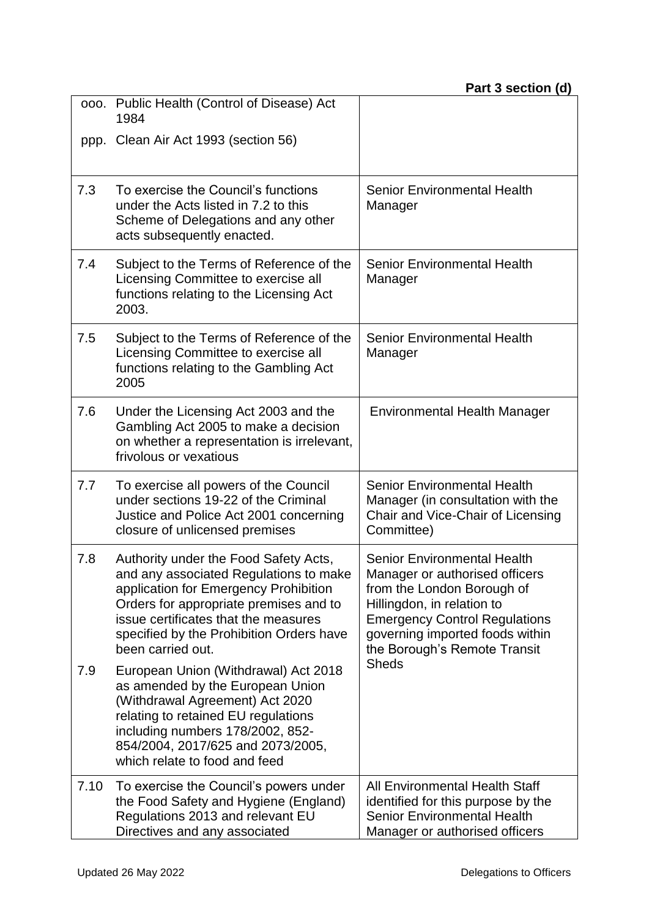| | | |
|---|---|---|
| ooo. | Public Health (Control of Disease) Act 1984 | |
| ppp. | Clean Air Act 1993 (section 56) | |
| 7.3 | To exercise the Council's functions under the Acts listed in 7.2 to this Scheme of Delegations and any other acts subsequently enacted. | Senior Environmental Health Manager |
| 7.4 | Subject to the Terms of Reference of the Licensing Committee to exercise all functions relating to the Licensing Act 2003. | Senior Environmental Health Manager |
| 7.5 | Subject to the Terms of Reference of the Licensing Committee to exercise all functions relating to the Gambling Act 2005 | Senior Environmental Health Manager |
| 7.6 | Under the Licensing Act 2003 and the Gambling Act 2005 to make a decision on whether a representation is irrelevant, frivolous or vexatious | Environmental Health Manager |
| 7.7 | To exercise all powers of the Council under sections 19-22 of the Criminal Justice and Police Act 2001 concerning closure of unlicensed premises | Senior Environmental Health Manager (in consultation with the Chair and Vice-Chair of Licensing Committee) |
| 7.8 | Authority under the Food Safety Acts, and any associated Regulations to make application for Emergency Prohibition Orders for appropriate premises and to issue certificates that the measures specified by the Prohibition Orders have been carried out. | Senior Environmental Health Manager or authorised officers from the London Borough of Hillingdon, in relation to Emergency Control Regulations governing imported foods within the Borough's Remote Transit Sheds |
| 7.9 | European Union (Withdrawal) Act 2018 as amended by the European Union (Withdrawal Agreement) Act 2020 relating to retained EU regulations including numbers 178/2002, 852-854/2004, 2017/625 and 2073/2005, which relate to food and feed | |
| 7.10 | To exercise the Council's powers under the Food Safety and Hygiene (England) Regulations 2013 and relevant EU Directives and any associated | All Environmental Health Staff identified for this purpose by the Senior Environmental Health Manager or authorised officers |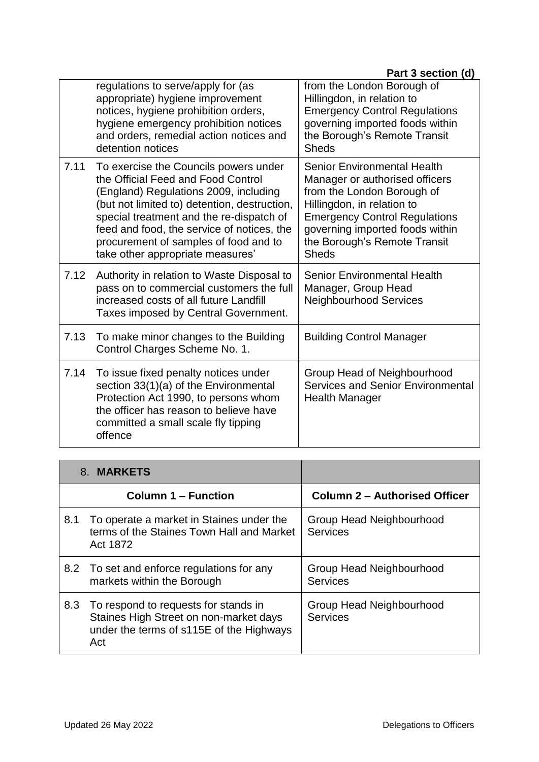| | | |
|---|---|---|
| | regulations to serve/apply for (as appropriate) hygiene improvement notices, hygiene prohibition orders, hygiene emergency prohibition notices and orders, remedial action notices and detention notices | from the London Borough of Hillingdon, in relation to Emergency Control Regulations governing imported foods within the Borough's Remote Transit Sheds |
| 7.11 | To exercise the Councils powers under the Official Feed and Food Control (England) Regulations 2009, including (but not limited to) detention, destruction, special treatment and the re-dispatch of feed and food, the service of notices, the procurement of samples of food and to take other appropriate measures' | Senior Environmental Health Manager or authorised officers from the London Borough of Hillingdon, in relation to Emergency Control Regulations governing imported foods within the Borough's Remote Transit Sheds |
| 7.12 | Authority in relation to Waste Disposal to pass on to commercial customers the full increased costs of all future Landfill Taxes imposed by Central Government. | Senior Environmental Health Manager, Group Head Neighbourhood Services |
| 7.13 | To make minor changes to the Building Control Charges Scheme No. 1. | Building Control Manager |
| 7.14 | To issue fixed penalty notices under section 33(1)(a) of the Environmental Protection Act 1990, to persons whom the officer has reason to believe have committed a small scale fly tipping offence | Group Head of Neighbourhood Services and Senior Environmental Health Manager |

| 8. **MARKETS** | | |
|---|---|---|
| **Column 1 – Function** | | **Column 2 – Authorised Officer** |
| 8.1 | To operate a market in Staines under the terms of the Staines Town Hall and Market Act 1872 | Group Head Neighbourhood Services |
| 8.2 | To set and enforce regulations for any markets within the Borough | Group Head Neighbourhood Services |
| 8.3 | To respond to requests for stands in Staines High Street on non-market days under the terms of s115E of the Highways Act | Group Head Neighbourhood Services |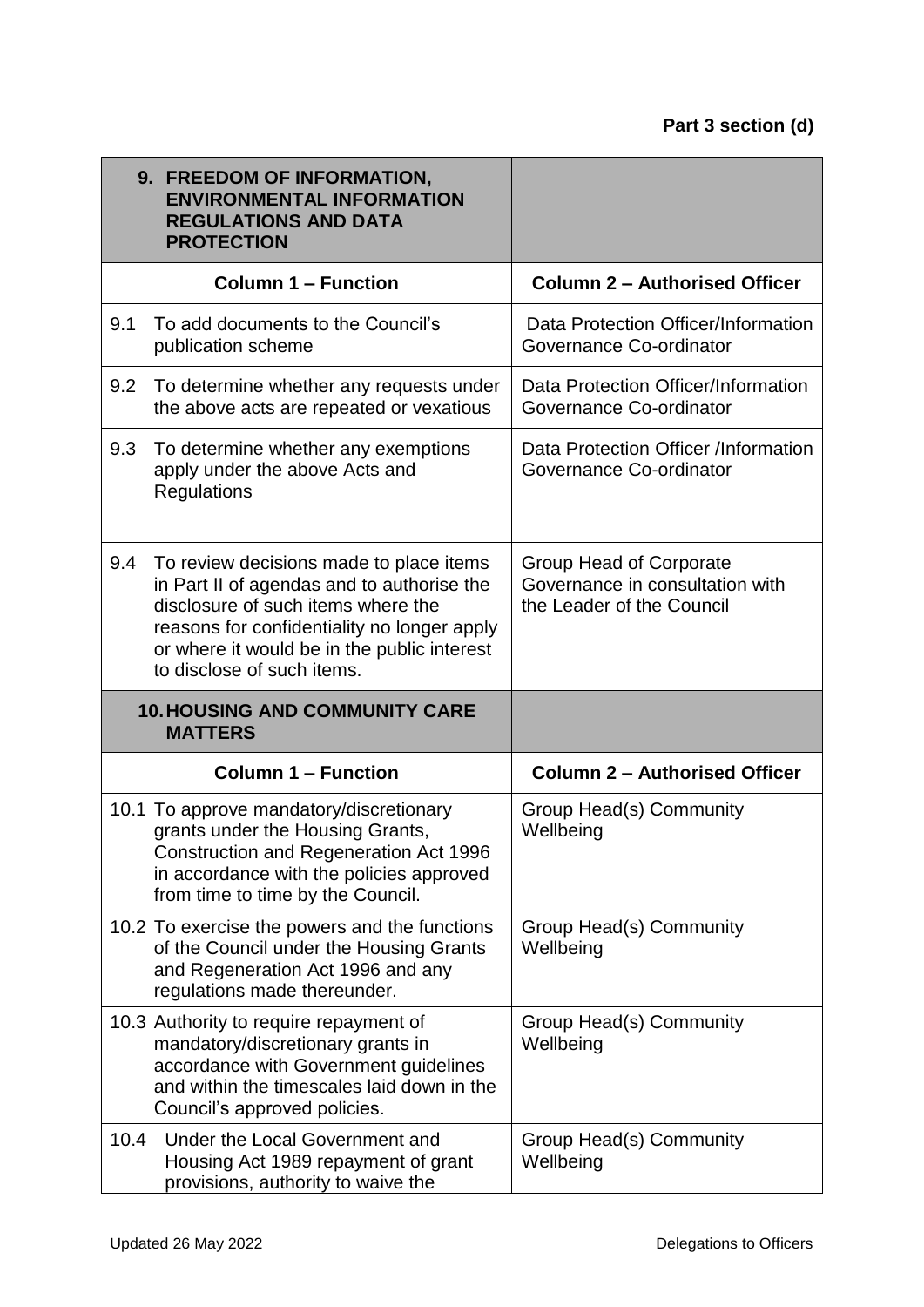**Part 3 section (d)**

| **9. FREEDOM OF INFORMATION, ENVIRONMENTAL INFORMATION REGULATIONS AND DATA PROTECTION** | |
|---|---|
| **Column 1 – Function** | **Column 2 – Authorised Officer** |
| 9.1 To add documents to the Council's publication scheme | Data Protection Officer/Information Governance Co-ordinator |
| 9.2 To determine whether any requests under the above acts are repeated or vexatious | Data Protection Officer/Information Governance Co-ordinator |
| 9.3 To determine whether any exemptions apply under the above Acts and Regulations | Data Protection Officer /Information Governance Co-ordinator |
| 9.4 To review decisions made to place items in Part II of agendas and to authorise the disclosure of such items where the reasons for confidentiality no longer apply or where it would be in the public interest to disclose of such items. | Group Head of Corporate Governance in consultation with the Leader of the Council |
| **10. HOUSING AND COMMUNITY CARE MATTERS** | |
| **Column 1 – Function** | **Column 2 – Authorised Officer** |
| 10.1 To approve mandatory/discretionary grants under the Housing Grants, Construction and Regeneration Act 1996 in accordance with the policies approved from time to time by the Council. | Group Head(s) Community Wellbeing |
| 10.2 To exercise the powers and the functions of the Council under the Housing Grants and Regeneration Act 1996 and any regulations made thereunder. | Group Head(s) Community Wellbeing |
| 10.3 Authority to require repayment of mandatory/discretionary grants in accordance with Government guidelines and within the timescales laid down in the Council's approved policies. | Group Head(s) Community Wellbeing |
| 10.4 Under the Local Government and Housing Act 1989 repayment of grant provisions, authority to waive the | Group Head(s) Community Wellbeing |

Updated 26 May 2022 | Delegations to Officers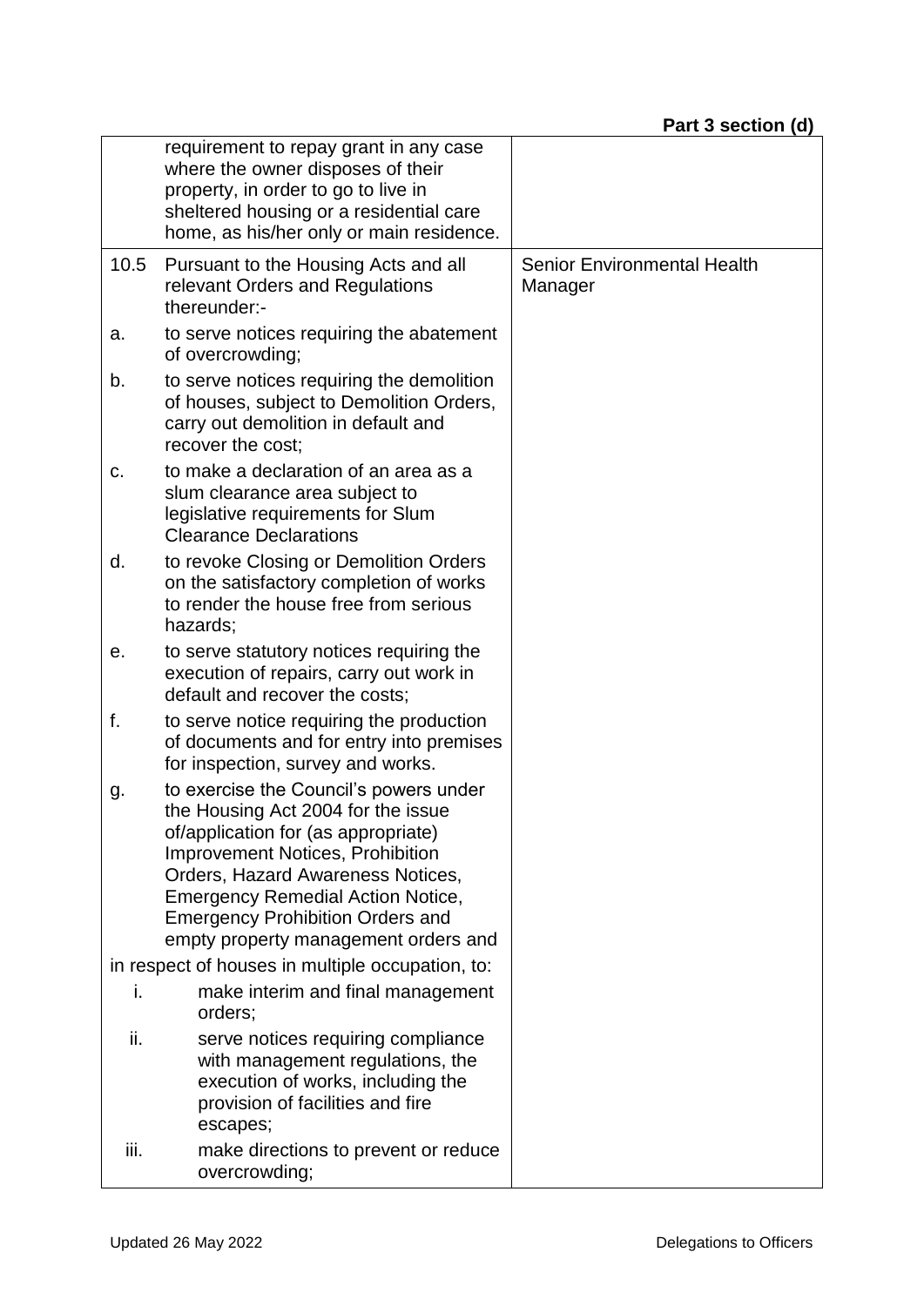| | | |
|---|---|---|
| | requirement to repay grant in any case where the owner disposes of their property, in order to go to live in sheltered housing or a residential care home, as his/her only or main residence. | |
| 10.5 | Pursuant to the Housing Acts and all relevant Orders and Regulations thereunder:- | Senior Environmental Health Manager |
| a. | to serve notices requiring the abatement of overcrowding; | |
| b. | to serve notices requiring the demolition of houses, subject to Demolition Orders, carry out demolition in default and recover the cost; | |
| c. | to make a declaration of an area as a slum clearance area subject to legislative requirements for Slum Clearance Declarations | |
| d. | to revoke Closing or Demolition Orders on the satisfactory completion of works to render the house free from serious hazards; | |
| e. | to serve statutory notices requiring the execution of repairs, carry out work in default and recover the costs; | |
| f. | to serve notice requiring the production of documents and for entry into premises for inspection, survey and works. | |
| g. | to exercise the Council's powers under the Housing Act 2004 for the issue of/application for (as appropriate) Improvement Notices, Prohibition Orders, Hazard Awareness Notices, Emergency Remedial Action Notice, Emergency Prohibition Orders and empty property management orders and | |
| | in respect of houses in multiple occupation, to: | |
| i. | make interim and final management orders; | |
| ii. | serve notices requiring compliance with management regulations, the execution of works, including the provision of facilities and fire escapes; | |
| iii. | make directions to prevent or reduce overcrowding; | |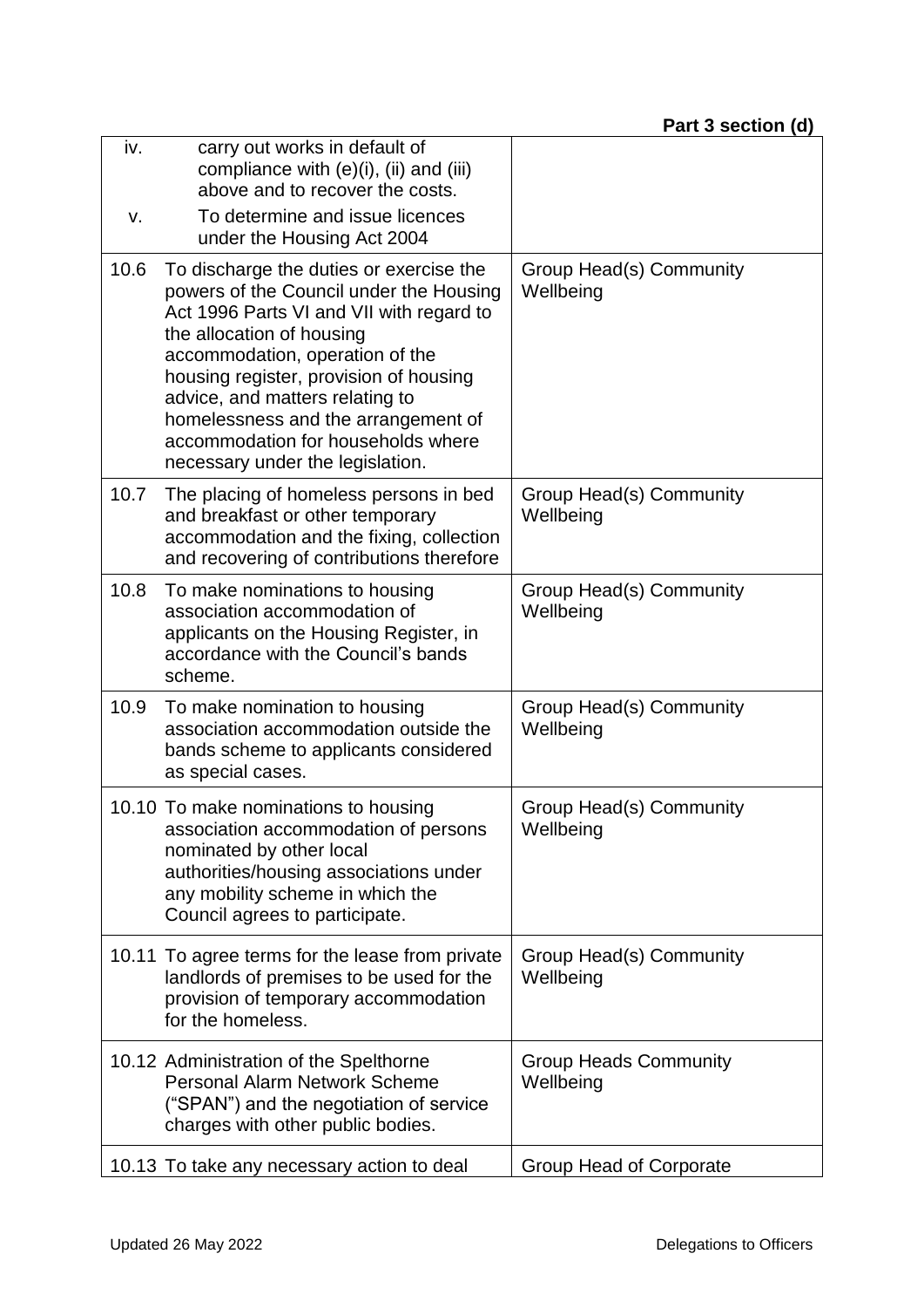| | | |
|---|---|---|
| iv. | carry out works in default of compliance with (e)(i), (ii) and (iii) above and to recover the costs. | |
| v. | To determine and issue licences under the Housing Act 2004 | |
| 10.6 | To discharge the duties or exercise the powers of the Council under the Housing Act 1996 Parts VI and VII with regard to the allocation of housing accommodation, operation of the housing register, provision of housing advice, and matters relating to homelessness and the arrangement of accommodation for households where necessary under the legislation. | Group Head(s) Community Wellbeing |
| 10.7 | The placing of homeless persons in bed and breakfast or other temporary accommodation and the fixing, collection and recovering of contributions therefore | Group Head(s) Community Wellbeing |
| 10.8 | To make nominations to housing association accommodation of applicants on the Housing Register, in accordance with the Council's bands scheme. | Group Head(s) Community Wellbeing |
| 10.9 | To make nomination to housing association accommodation outside the bands scheme to applicants considered as special cases. | Group Head(s) Community Wellbeing |
| 10.10 | To make nominations to housing association accommodation of persons nominated by other local authorities/housing associations under any mobility scheme in which the Council agrees to participate. | Group Head(s) Community Wellbeing |
| 10.11 | To agree terms for the lease from private landlords of premises to be used for the provision of temporary accommodation for the homeless. | Group Head(s) Community Wellbeing |
| 10.12 | Administration of the Spelthorne Personal Alarm Network Scheme ("SPAN") and the negotiation of service charges with other public bodies. | Group Heads Community Wellbeing |
| 10.13 | To take any necessary action to deal | Group Head of Corporate |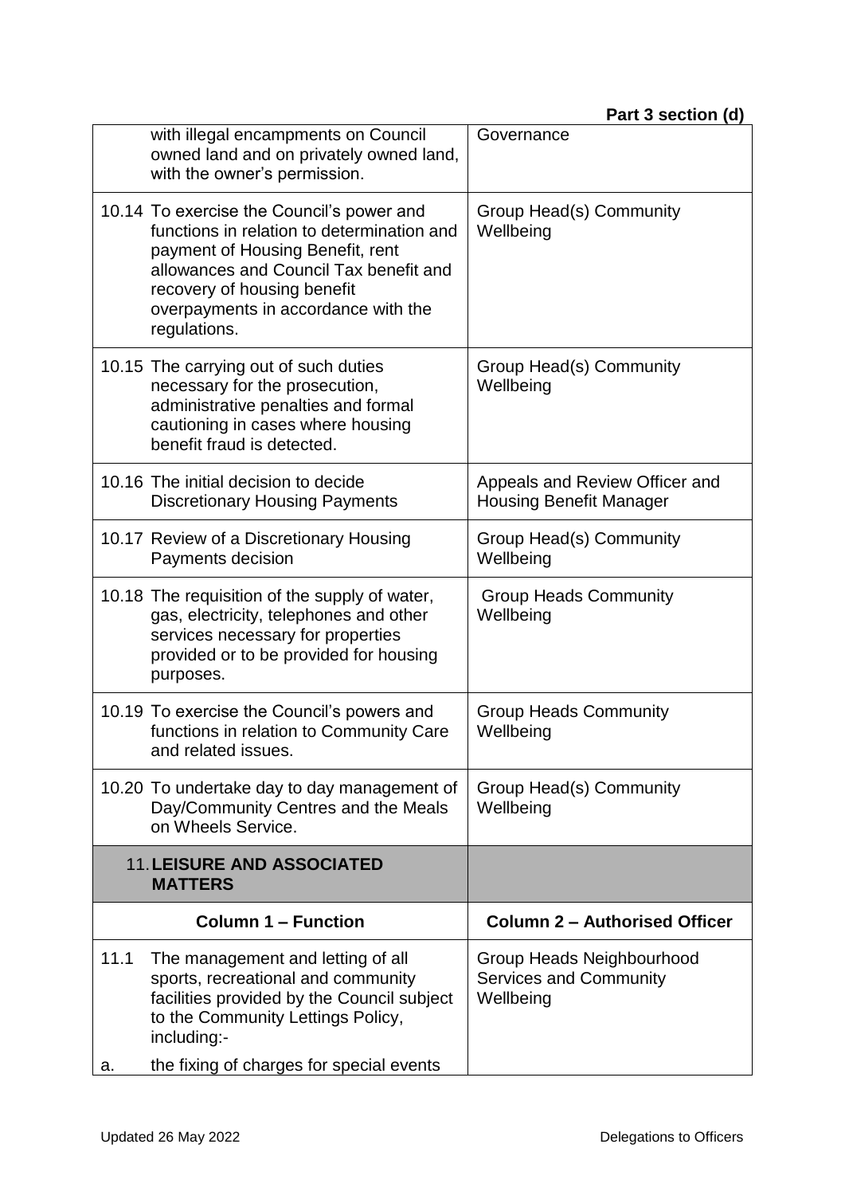| | |
|---|---|
| with illegal encampments on Council owned land and on privately owned land, with the owner's permission. | Governance |
| 10.14 To exercise the Council's power and functions in relation to determination and payment of Housing Benefit, rent allowances and Council Tax benefit and recovery of housing benefit overpayments in accordance with the regulations. | Group Head(s) Community Wellbeing |
| 10.15 The carrying out of such duties necessary for the prosecution, administrative penalties and formal cautioning in cases where housing benefit fraud is detected. | Group Head(s) Community Wellbeing |
| 10.16 The initial decision to decide Discretionary Housing Payments | Appeals and Review Officer and Housing Benefit Manager |
| 10.17 Review of a Discretionary Housing Payments decision | Group Head(s) Community Wellbeing |
| 10.18 The requisition of the supply of water, gas, electricity, telephones and other services necessary for properties provided or to be provided for housing purposes. | Group Heads Community Wellbeing |
| 10.19 To exercise the Council's powers and functions in relation to Community Care and related issues. | Group Heads Community Wellbeing |
| 10.20 To undertake day to day management of Day/Community Centres and the Meals on Wheels Service. | Group Head(s) Community Wellbeing |
| **11. LEISURE AND ASSOCIATED MATTERS** | |
| **Column 1 – Function** | **Column 2 – Authorised Officer** |
| 11.1 The management and letting of all sports, recreational and community facilities provided by the Council subject to the Community Lettings Policy, including:-<br>a. the fixing of charges for special events | Group Heads Neighbourhood Services and Community Wellbeing |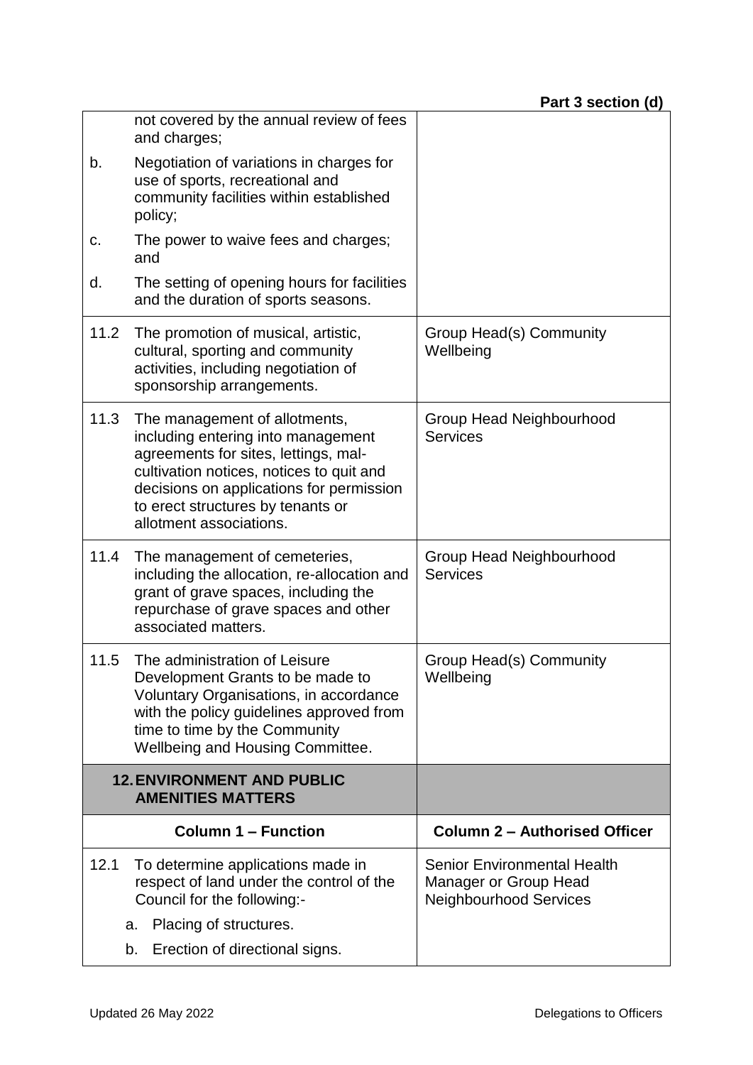| | |
|---|---|
| not covered by the annual review of fees and charges;<br>b. Negotiation of variations in charges for use of sports, recreational and community facilities within established policy;<br>c. The power to waive fees and charges; and<br>d. The setting of opening hours for facilities and the duration of sports seasons. | |
| 11.2 The promotion of musical, artistic, cultural, sporting and community activities, including negotiation of sponsorship arrangements. | Group Head(s) Community Wellbeing |
| 11.3 The management of allotments, including entering into management agreements for sites, lettings, mal-cultivation notices, notices to quit and decisions on applications for permission to erect structures by tenants or allotment associations. | Group Head Neighbourhood Services |
| 11.4 The management of cemeteries, including the allocation, re-allocation and grant of grave spaces, including the repurchase of grave spaces and other associated matters. | Group Head Neighbourhood Services |
| 11.5 The administration of Leisure Development Grants to be made to Voluntary Organisations, in accordance with the policy guidelines approved from time to time by the Community Wellbeing and Housing Committee. | Group Head(s) Community Wellbeing |
| **12. ENVIRONMENT AND PUBLIC AMENITIES MATTERS** | |
| **Column 1 – Function** | **Column 2 – Authorised Officer** |
| 12.1 To determine applications made in respect of land under the control of the Council for the following:-<br>a. Placing of structures.<br>b. Erection of directional signs. | Senior Environmental Health Manager or Group Head Neighbourhood Services |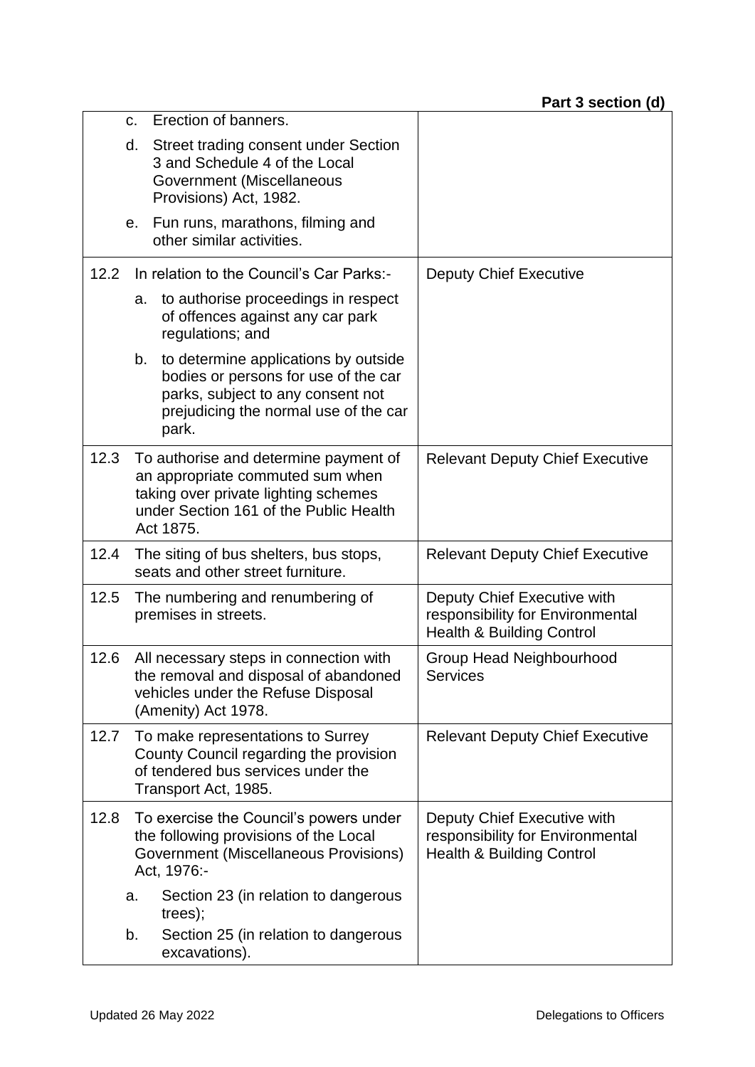| | |
|---|---|
| c. Erection of banners.<br>d. Street trading consent under Section 3 and Schedule 4 of the Local Government (Miscellaneous Provisions) Act, 1982.<br>e. Fun runs, marathons, filming and other similar activities. | |
| 12.2 In relation to the Council's Car Parks:-<br>a. to authorise proceedings in respect of offences against any car park regulations; and<br>b. to determine applications by outside bodies or persons for use of the car parks, subject to any consent not prejudicing the normal use of the car park. | Deputy Chief Executive |
| 12.3 To authorise and determine payment of an appropriate commuted sum when taking over private lighting schemes under Section 161 of the Public Health Act 1875. | Relevant Deputy Chief Executive |
| 12.4 The siting of bus shelters, bus stops, seats and other street furniture. | Relevant Deputy Chief Executive |
| 12.5 The numbering and renumbering of premises in streets. | Deputy Chief Executive with responsibility for Environmental Health & Building Control |
| 12.6 All necessary steps in connection with the removal and disposal of abandoned vehicles under the Refuse Disposal (Amenity) Act 1978. | Group Head Neighbourhood Services |
| 12.7 To make representations to Surrey County Council regarding the provision of tendered bus services under the Transport Act, 1985. | Relevant Deputy Chief Executive |
| 12.8 To exercise the Council's powers under the following provisions of the Local Government (Miscellaneous Provisions) Act, 1976:-<br>a. Section 23 (in relation to dangerous trees);<br>b. Section 25 (in relation to dangerous excavations). | Deputy Chief Executive with responsibility for Environmental Health & Building Control |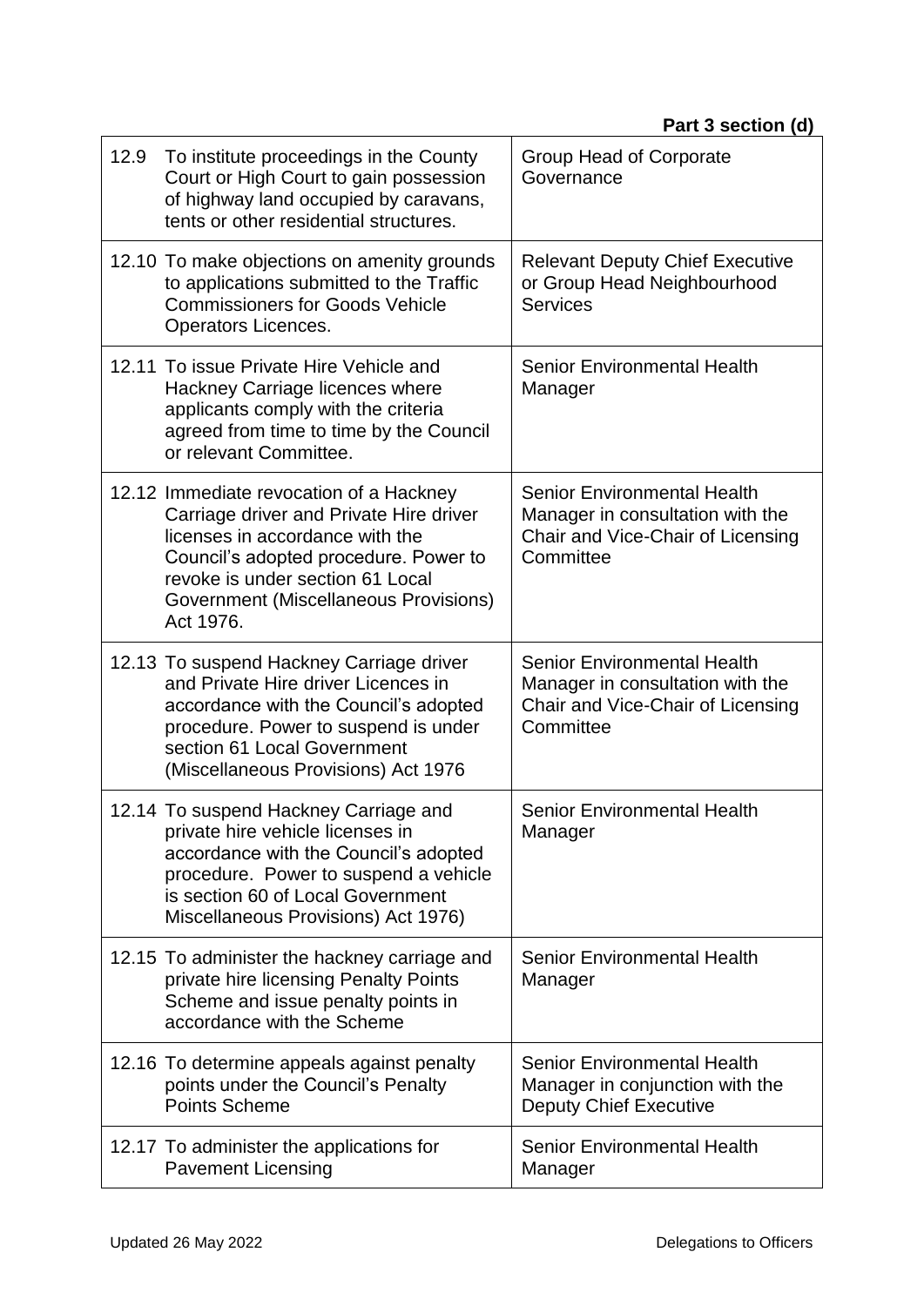**Part 3 section (d)**

| | |
|---|---|
| 12.9 To institute proceedings in the County Court or High Court to gain possession of highway land occupied by caravans, tents or other residential structures. | Group Head of Corporate Governance |
| 12.10 To make objections on amenity grounds to applications submitted to the Traffic Commissioners for Goods Vehicle Operators Licences. | Relevant Deputy Chief Executive or Group Head Neighbourhood Services |
| 12.11 To issue Private Hire Vehicle and Hackney Carriage licences where applicants comply with the criteria agreed from time to time by the Council or relevant Committee. | Senior Environmental Health Manager |
| 12.12 Immediate revocation of a Hackney Carriage driver and Private Hire driver licenses in accordance with the Council's adopted procedure. Power to revoke is under section 61 Local Government (Miscellaneous Provisions) Act 1976. | Senior Environmental Health Manager in consultation with the Chair and Vice-Chair of Licensing Committee |
| 12.13 To suspend Hackney Carriage driver and Private Hire driver Licences in accordance with the Council's adopted procedure. Power to suspend is under section 61 Local Government (Miscellaneous Provisions) Act 1976 | Senior Environmental Health Manager in consultation with the Chair and Vice-Chair of Licensing Committee |
| 12.14 To suspend Hackney Carriage and private hire vehicle licenses in accordance with the Council's adopted procedure. Power to suspend a vehicle is section 60 of Local Government Miscellaneous Provisions) Act 1976) | Senior Environmental Health Manager |
| 12.15 To administer the hackney carriage and private hire licensing Penalty Points Scheme and issue penalty points in accordance with the Scheme | Senior Environmental Health Manager |
| 12.16 To determine appeals against penalty points under the Council's Penalty Points Scheme | Senior Environmental Health Manager in conjunction with the Deputy Chief Executive |
| 12.17 To administer the applications for Pavement Licensing | Senior Environmental Health Manager |

Updated 26 May 2022 Delegations to Officers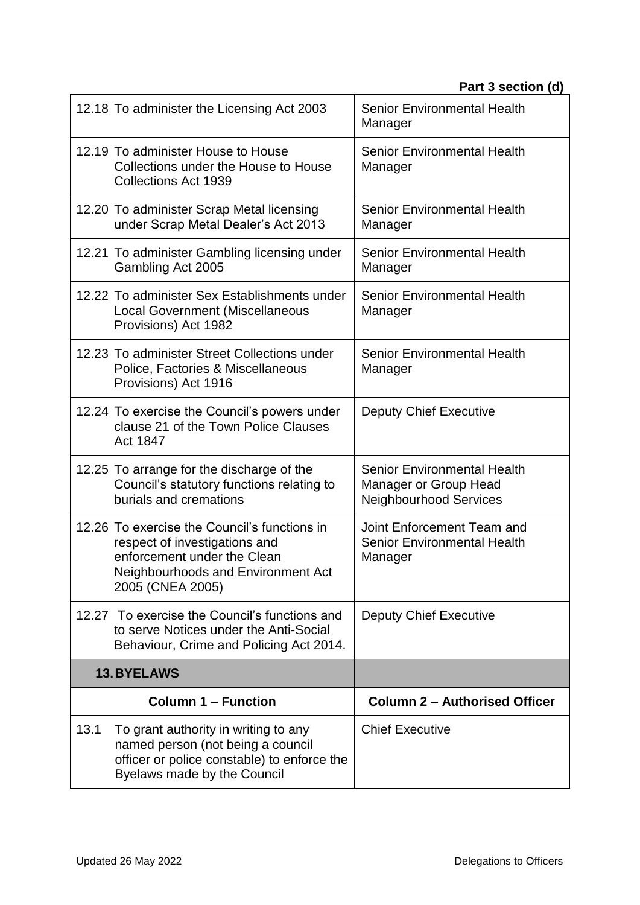| | |
|---|---|
| 12.18 To administer the Licensing Act 2003 | Senior Environmental Health Manager |
| 12.19 To administer House to House Collections under the House to House Collections Act 1939 | Senior Environmental Health Manager |
| 12.20 To administer Scrap Metal licensing under Scrap Metal Dealer's Act 2013 | Senior Environmental Health Manager |
| 12.21 To administer Gambling licensing under Gambling Act 2005 | Senior Environmental Health Manager |
| 12.22 To administer Sex Establishments under Local Government (Miscellaneous Provisions) Act 1982 | Senior Environmental Health Manager |
| 12.23 To administer Street Collections under Police, Factories & Miscellaneous Provisions) Act 1916 | Senior Environmental Health Manager |
| 12.24 To exercise the Council's powers under clause 21 of the Town Police Clauses Act 1847 | Deputy Chief Executive |
| 12.25 To arrange for the discharge of the Council's statutory functions relating to burials and cremations | Senior Environmental Health Manager or Group Head Neighbourhood Services |
| 12.26 To exercise the Council's functions in respect of investigations and enforcement under the Clean Neighbourhoods and Environment Act 2005 (CNEA 2005) | Joint Enforcement Team and Senior Environmental Health Manager |
| 12.27 To exercise the Council's functions and to serve Notices under the Anti-Social Behaviour, Crime and Policing Act 2014. | Deputy Chief Executive |
| **13. BYELAWS** | |
| **Column 1 – Function** | **Column 2 – Authorised Officer** |
| 13.1 To grant authority in writing to any named person (not being a council officer or police constable) to enforce the Byelaws made by the Council | Chief Executive |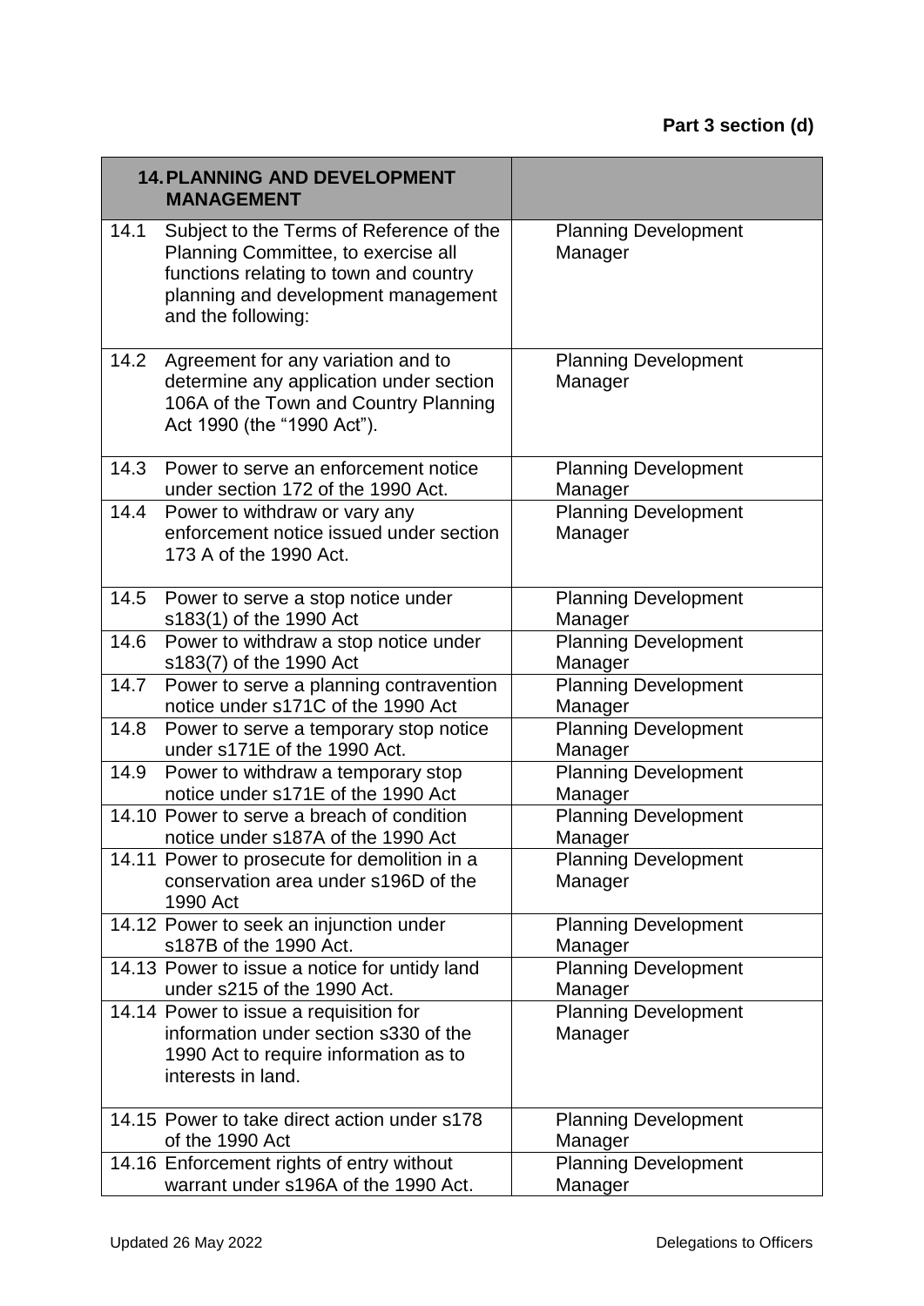**Part 3 section (d)**

| 14. PLANNING AND DEVELOPMENT MANAGEMENT | |
|---|---|
| 14.1 Subject to the Terms of Reference of the Planning Committee, to exercise all functions relating to town and country planning and development management and the following: | Planning Development Manager |
| 14.2 Agreement for any variation and to determine any application under section 106A of the Town and Country Planning Act 1990 (the "1990 Act"). | Planning Development Manager |
| 14.3 Power to serve an enforcement notice under section 172 of the 1990 Act. | Planning Development Manager |
| 14.4 Power to withdraw or vary any enforcement notice issued under section 173 A of the 1990 Act. | Planning Development Manager |
| 14.5 Power to serve a stop notice under s183(1) of the 1990 Act | Planning Development Manager |
| 14.6 Power to withdraw a stop notice under s183(7) of the 1990 Act | Planning Development Manager |
| 14.7 Power to serve a planning contravention notice under s171C of the 1990 Act | Planning Development Manager |
| 14.8 Power to serve a temporary stop notice under s171E of the 1990 Act. | Planning Development Manager |
| 14.9 Power to withdraw a temporary stop notice under s171E of the 1990 Act | Planning Development Manager |
| 14.10 Power to serve a breach of condition notice under s187A of the 1990 Act | Planning Development Manager |
| 14.11 Power to prosecute for demolition in a conservation area under s196D of the 1990 Act | Planning Development Manager |
| 14.12 Power to seek an injunction under s187B of the 1990 Act. | Planning Development Manager |
| 14.13 Power to issue a notice for untidy land under s215 of the 1990 Act. | Planning Development Manager |
| 14.14 Power to issue a requisition for information under section s330 of the 1990 Act to require information as to interests in land. | Planning Development Manager |
| 14.15 Power to take direct action under s178 of the 1990 Act | Planning Development Manager |
| 14.16 Enforcement rights of entry without warrant under s196A of the 1990 Act. | Planning Development Manager |

Updated 26 May 2022 — Delegations to Officers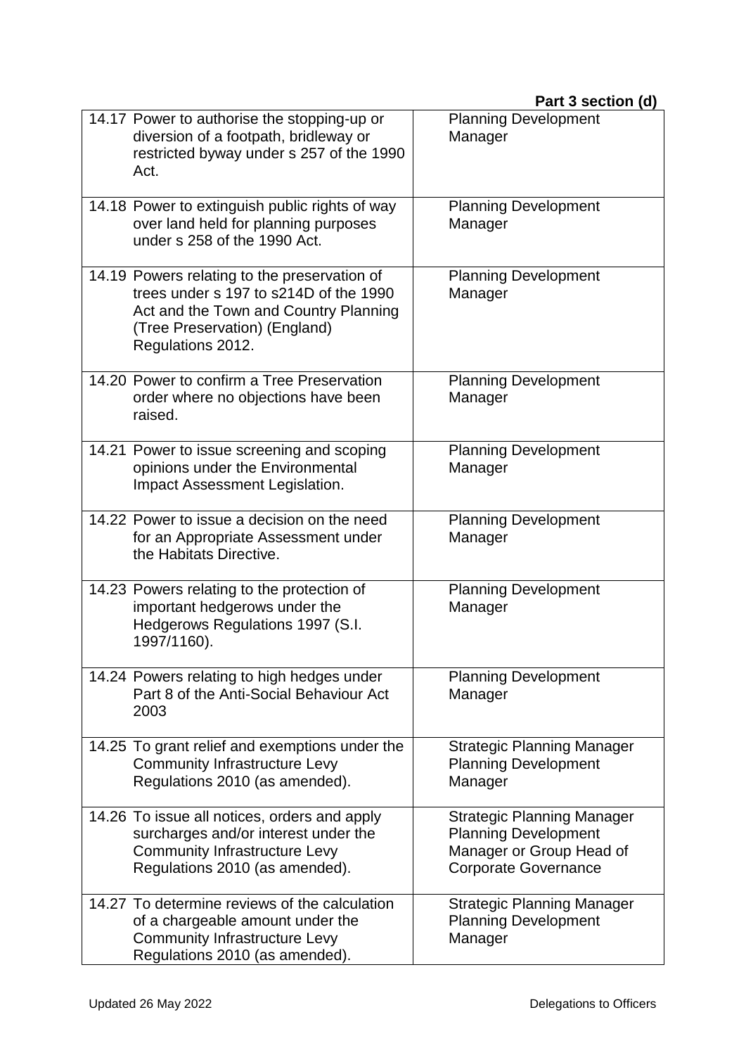| | |
|---|---|
| 14.17 Power to authorise the stopping-up or diversion of a footpath, bridleway or restricted byway under s 257 of the 1990 Act. | Planning Development Manager |
| 14.18 Power to extinguish public rights of way over land held for planning purposes under s 258 of the 1990 Act. | Planning Development Manager |
| 14.19 Powers relating to the preservation of trees under s 197 to s214D of the 1990 Act and the Town and Country Planning (Tree Preservation) (England) Regulations 2012. | Planning Development Manager |
| 14.20 Power to confirm a Tree Preservation order where no objections have been raised. | Planning Development Manager |
| 14.21 Power to issue screening and scoping opinions under the Environmental Impact Assessment Legislation. | Planning Development Manager |
| 14.22 Power to issue a decision on the need for an Appropriate Assessment under the Habitats Directive. | Planning Development Manager |
| 14.23 Powers relating to the protection of important hedgerows under the Hedgerows Regulations 1997 (S.I. 1997/1160). | Planning Development Manager |
| 14.24 Powers relating to high hedges under Part 8 of the Anti-Social Behaviour Act 2003 | Planning Development Manager |
| 14.25 To grant relief and exemptions under the Community Infrastructure Levy Regulations 2010 (as amended). | Strategic Planning Manager Planning Development Manager |
| 14.26 To issue all notices, orders and apply surcharges and/or interest under the Community Infrastructure Levy Regulations 2010 (as amended). | Strategic Planning Manager Planning Development Manager or Group Head of Corporate Governance |
| 14.27 To determine reviews of the calculation of a chargeable amount under the Community Infrastructure Levy Regulations 2010 (as amended). | Strategic Planning Manager Planning Development Manager |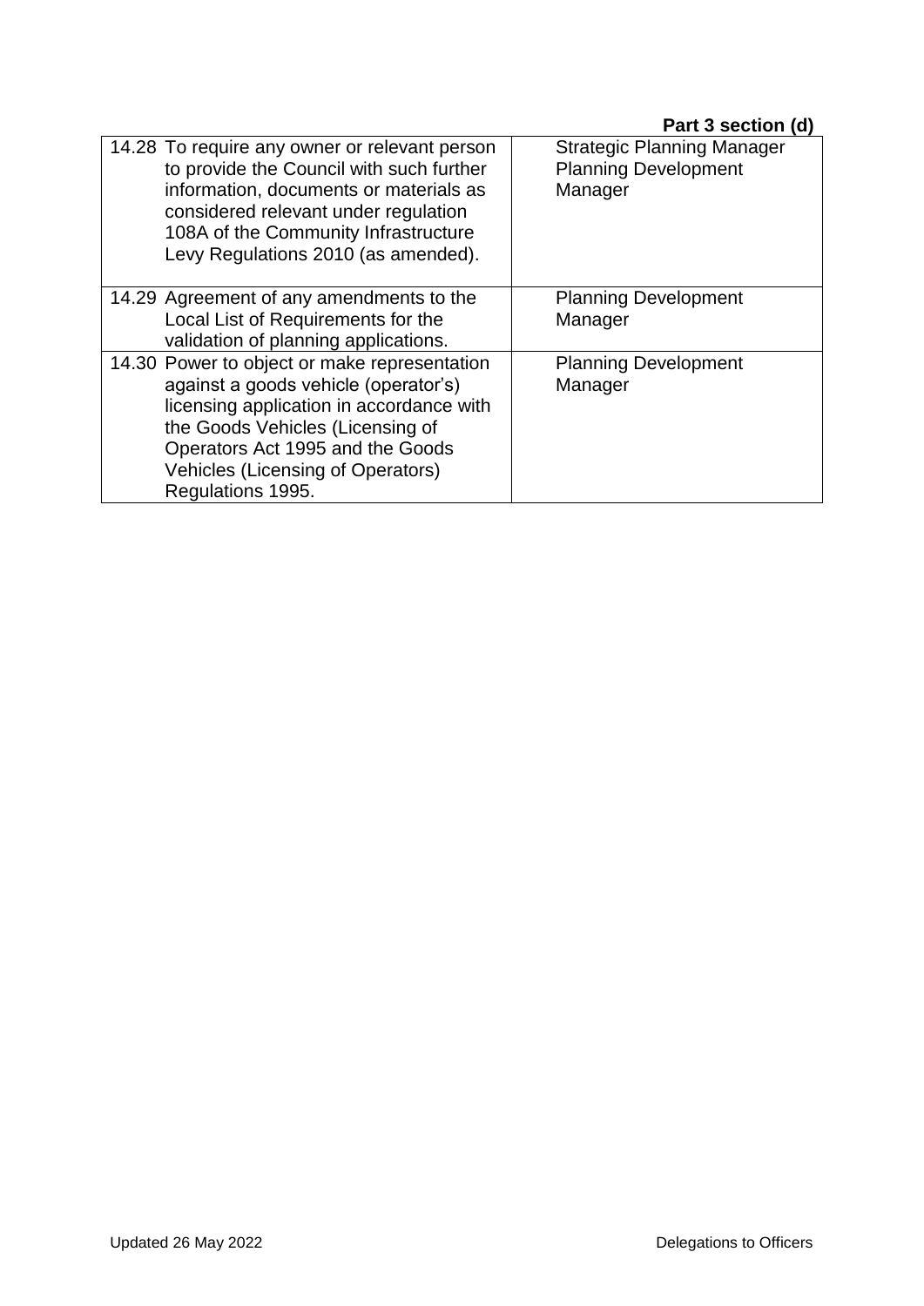| | |
|---|---|
| 14.28 To require any owner or relevant person to provide the Council with such further information, documents or materials as considered relevant under regulation 108A of the Community Infrastructure Levy Regulations 2010 (as amended). | Strategic Planning Manager<br>Planning Development Manager |
| 14.29 Agreement of any amendments to the Local List of Requirements for the validation of planning applications. | Planning Development Manager |
| 14.30 Power to object or make representation against a goods vehicle (operator's) licensing application in accordance with the Goods Vehicles (Licensing of Operators Act 1995 and the Goods Vehicles (Licensing of Operators) Regulations 1995. | Planning Development Manager |